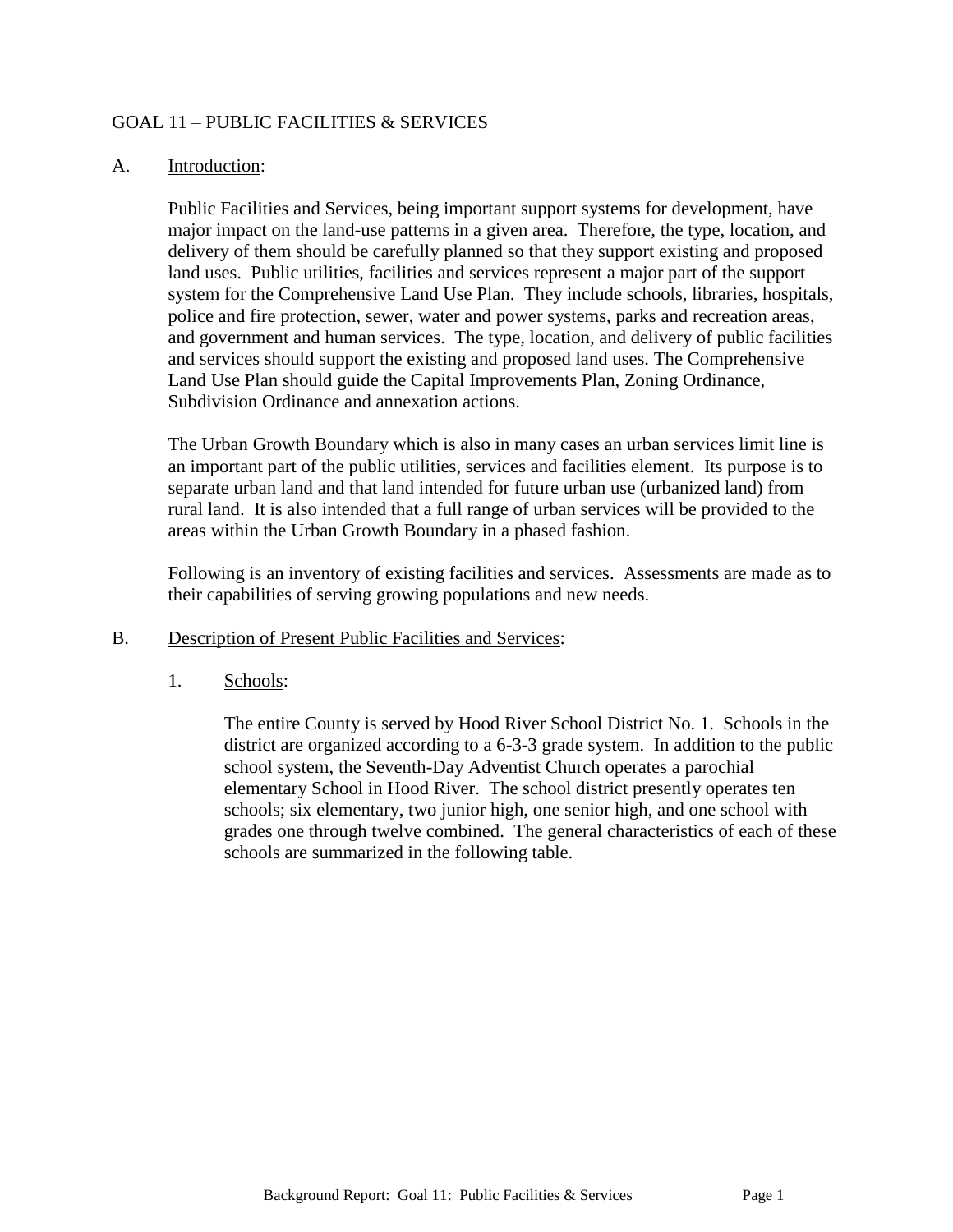# GOAL 11 – PUBLIC FACILITIES & SERVICES

## A. Introduction:

Public Facilities and Services, being important support systems for development, have major impact on the land-use patterns in a given area. Therefore, the type, location, and delivery of them should be carefully planned so that they support existing and proposed land uses. Public utilities, facilities and services represent a major part of the support system for the Comprehensive Land Use Plan. They include schools, libraries, hospitals, police and fire protection, sewer, water and power systems, parks and recreation areas, and government and human services. The type, location, and delivery of public facilities and services should support the existing and proposed land uses. The Comprehensive Land Use Plan should guide the Capital Improvements Plan, Zoning Ordinance, Subdivision Ordinance and annexation actions.

The Urban Growth Boundary which is also in many cases an urban services limit line is an important part of the public utilities, services and facilities element. Its purpose is to separate urban land and that land intended for future urban use (urbanized land) from rural land. It is also intended that a full range of urban services will be provided to the areas within the Urban Growth Boundary in a phased fashion.

Following is an inventory of existing facilities and services. Assessments are made as to their capabilities of serving growing populations and new needs.

## B. Description of Present Public Facilities and Services:

### 1. Schools:

The entire County is served by Hood River School District No. 1. Schools in the district are organized according to a 6-3-3 grade system. In addition to the public school system, the Seventh-Day Adventist Church operates a parochial elementary School in Hood River. The school district presently operates ten schools; six elementary, two junior high, one senior high, and one school with grades one through twelve combined. The general characteristics of each of these schools are summarized in the following table.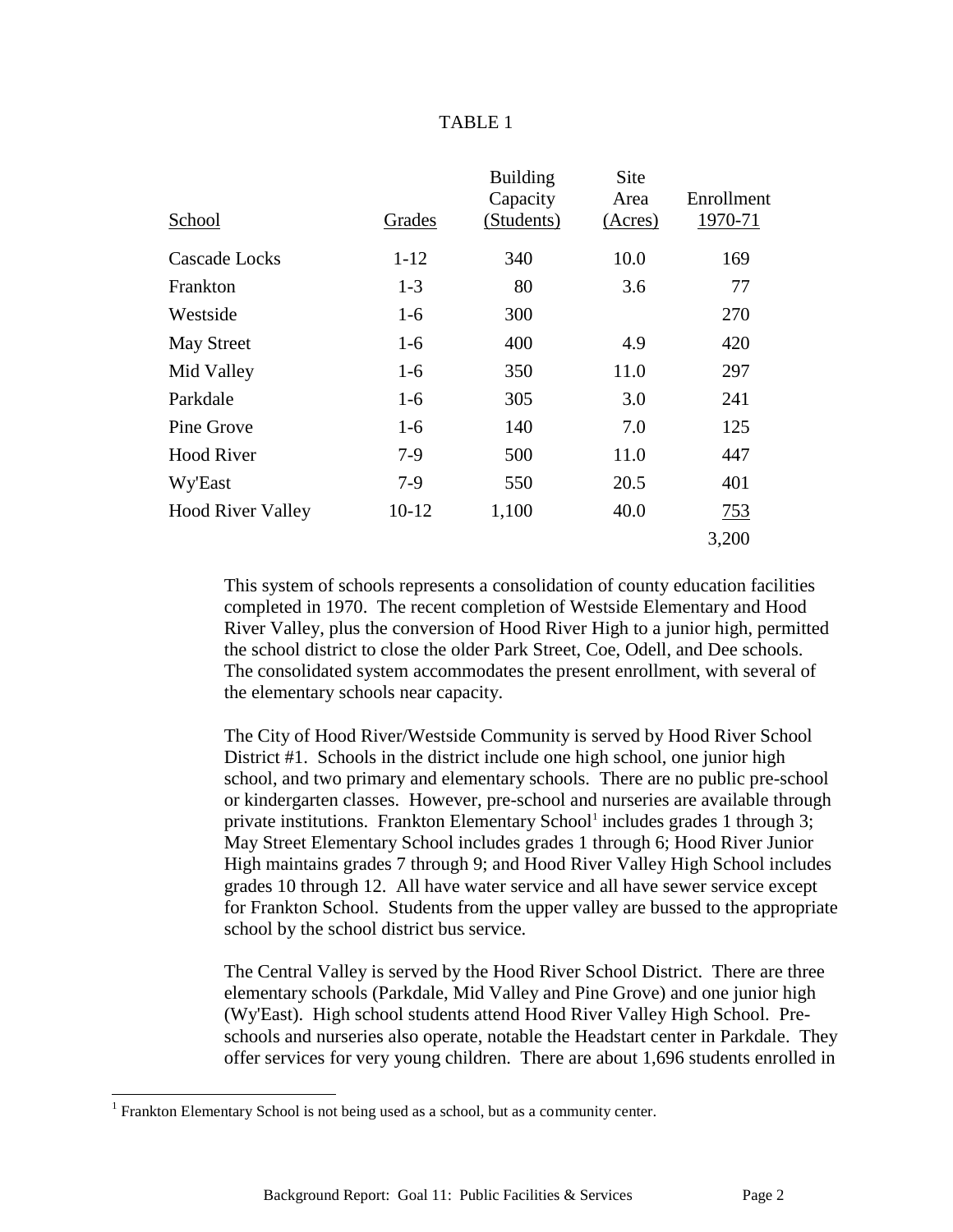TABLE 1

| School | Grades | Building Capacity (Students) | Site Area (Acres) | Enrollment 1970-71 |
|---|---|---|---|---|
| Cascade Locks | 1-12 | 340 | 10.0 | 169 |
| Frankton | 1-3 | 80 | 3.6 | 77 |
| Westside | 1-6 | 300 | | 270 |
| May Street | 1-6 | 400 | 4.9 | 420 |
| Mid Valley | 1-6 | 350 | 11.0 | 297 |
| Parkdale | 1-6 | 305 | 3.0 | 241 |
| Pine Grove | 1-6 | 140 | 7.0 | 125 |
| Hood River | 7-9 | 500 | 11.0 | 447 |
| Wy'East | 7-9 | 550 | 20.5 | 401 |
| Hood River Valley | 10-12 | 1,100 | 40.0 | 753 |
| | | | | 3,200 |

This system of schools represents a consolidation of county education facilities completed in 1970. The recent completion of Westside Elementary and Hood River Valley, plus the conversion of Hood River High to a junior high, permitted the school district to close the older Park Street, Coe, Odell, and Dee schools. The consolidated system accommodates the present enrollment, with several of the elementary schools near capacity.

The City of Hood River/Westside Community is served by Hood River School District #1. Schools in the district include one high school, one junior high school, and two primary and elementary schools. There are no public pre-school or kindergarten classes. However, pre-school and nurseries are available through private institutions. Frankton Elementary School[1] includes grades 1 through 3; May Street Elementary School includes grades 1 through 6; Hood River Junior High maintains grades 7 through 9; and Hood River Valley High School includes grades 10 through 12. All have water service and all have sewer service except for Frankton School. Students from the upper valley are bussed to the appropriate school by the school district bus service.

The Central Valley is served by the Hood River School District. There are three elementary schools (Parkdale, Mid Valley and Pine Grove) and one junior high (Wy'East). High school students attend Hood River Valley High School. Pre-schools and nurseries also operate, notable the Headstart center in Parkdale. They offer services for very young children. There are about 1,696 students enrolled in

[1] Frankton Elementary School is not being used as a school, but as a community center.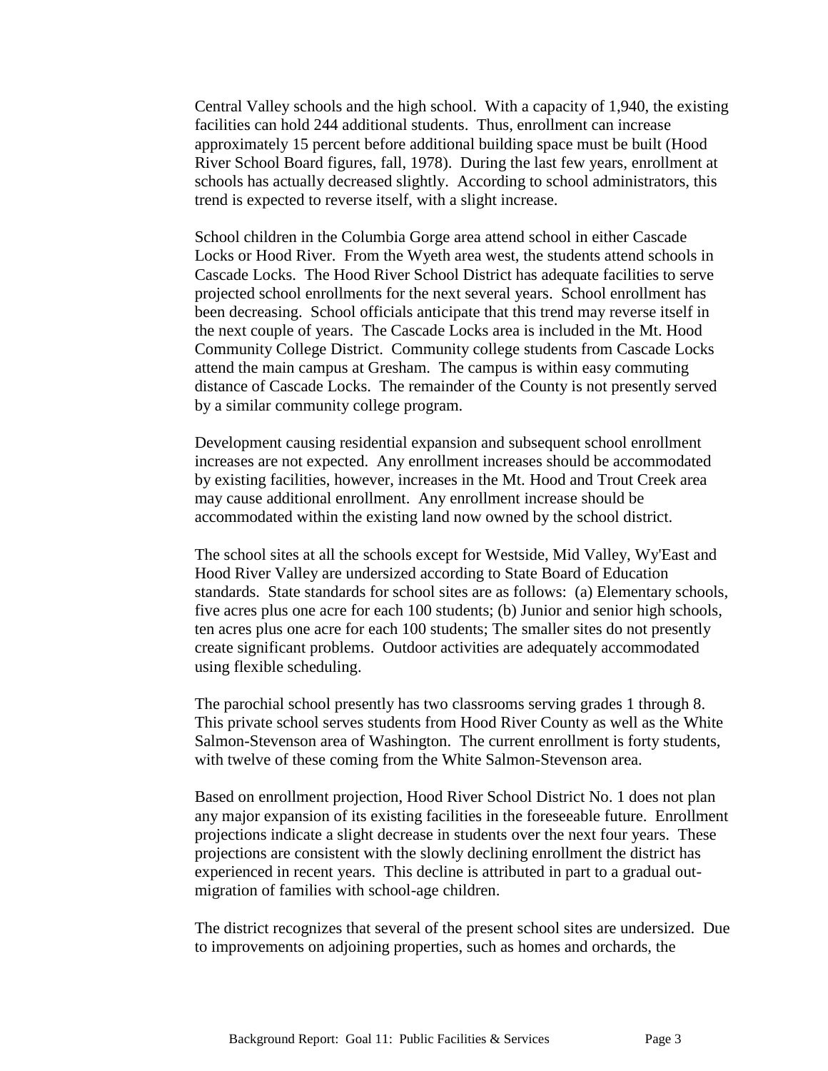Central Valley schools and the high school. With a capacity of 1,940, the existing facilities can hold 244 additional students. Thus, enrollment can increase approximately 15 percent before additional building space must be built (Hood River School Board figures, fall, 1978). During the last few years, enrollment at schools has actually decreased slightly. According to school administrators, this trend is expected to reverse itself, with a slight increase.

School children in the Columbia Gorge area attend school in either Cascade Locks or Hood River. From the Wyeth area west, the students attend schools in Cascade Locks. The Hood River School District has adequate facilities to serve projected school enrollments for the next several years. School enrollment has been decreasing. School officials anticipate that this trend may reverse itself in the next couple of years. The Cascade Locks area is included in the Mt. Hood Community College District. Community college students from Cascade Locks attend the main campus at Gresham. The campus is within easy commuting distance of Cascade Locks. The remainder of the County is not presently served by a similar community college program.

Development causing residential expansion and subsequent school enrollment increases are not expected. Any enrollment increases should be accommodated by existing facilities, however, increases in the Mt. Hood and Trout Creek area may cause additional enrollment. Any enrollment increase should be accommodated within the existing land now owned by the school district.

The school sites at all the schools except for Westside, Mid Valley, Wy'East and Hood River Valley are undersized according to State Board of Education standards. State standards for school sites are as follows: (a) Elementary schools, five acres plus one acre for each 100 students; (b) Junior and senior high schools, ten acres plus one acre for each 100 students; The smaller sites do not presently create significant problems. Outdoor activities are adequately accommodated using flexible scheduling.

The parochial school presently has two classrooms serving grades 1 through 8. This private school serves students from Hood River County as well as the White Salmon-Stevenson area of Washington. The current enrollment is forty students, with twelve of these coming from the White Salmon-Stevenson area.

Based on enrollment projection, Hood River School District No. 1 does not plan any major expansion of its existing facilities in the foreseeable future. Enrollment projections indicate a slight decrease in students over the next four years. These projections are consistent with the slowly declining enrollment the district has experienced in recent years. This decline is attributed in part to a gradual out-migration of families with school-age children.

The district recognizes that several of the present school sites are undersized. Due to improvements on adjoining properties, such as homes and orchards, the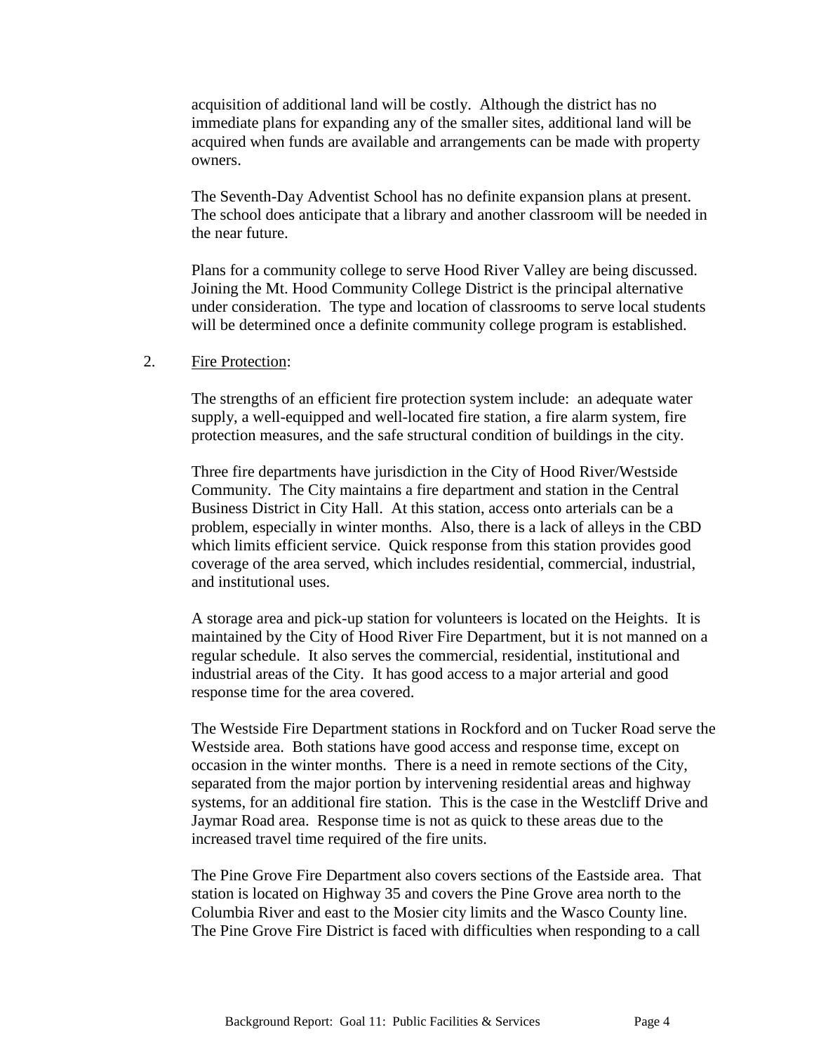acquisition of additional land will be costly. Although the district has no immediate plans for expanding any of the smaller sites, additional land will be acquired when funds are available and arrangements can be made with property owners.

The Seventh-Day Adventist School has no definite expansion plans at present. The school does anticipate that a library and another classroom will be needed in the near future.

Plans for a community college to serve Hood River Valley are being discussed. Joining the Mt. Hood Community College District is the principal alternative under consideration. The type and location of classrooms to serve local students will be determined once a definite community college program is established.

2. Fire Protection:

The strengths of an efficient fire protection system include: an adequate water supply, a well-equipped and well-located fire station, a fire alarm system, fire protection measures, and the safe structural condition of buildings in the city.

Three fire departments have jurisdiction in the City of Hood River/Westside Community. The City maintains a fire department and station in the Central Business District in City Hall. At this station, access onto arterials can be a problem, especially in winter months. Also, there is a lack of alleys in the CBD which limits efficient service. Quick response from this station provides good coverage of the area served, which includes residential, commercial, industrial, and institutional uses.

A storage area and pick-up station for volunteers is located on the Heights. It is maintained by the City of Hood River Fire Department, but it is not manned on a regular schedule. It also serves the commercial, residential, institutional and industrial areas of the City. It has good access to a major arterial and good response time for the area covered.

The Westside Fire Department stations in Rockford and on Tucker Road serve the Westside area. Both stations have good access and response time, except on occasion in the winter months. There is a need in remote sections of the City, separated from the major portion by intervening residential areas and highway systems, for an additional fire station. This is the case in the Westcliff Drive and Jaymar Road area. Response time is not as quick to these areas due to the increased travel time required of the fire units.

The Pine Grove Fire Department also covers sections of the Eastside area. That station is located on Highway 35 and covers the Pine Grove area north to the Columbia River and east to the Mosier city limits and the Wasco County line. The Pine Grove Fire District is faced with difficulties when responding to a call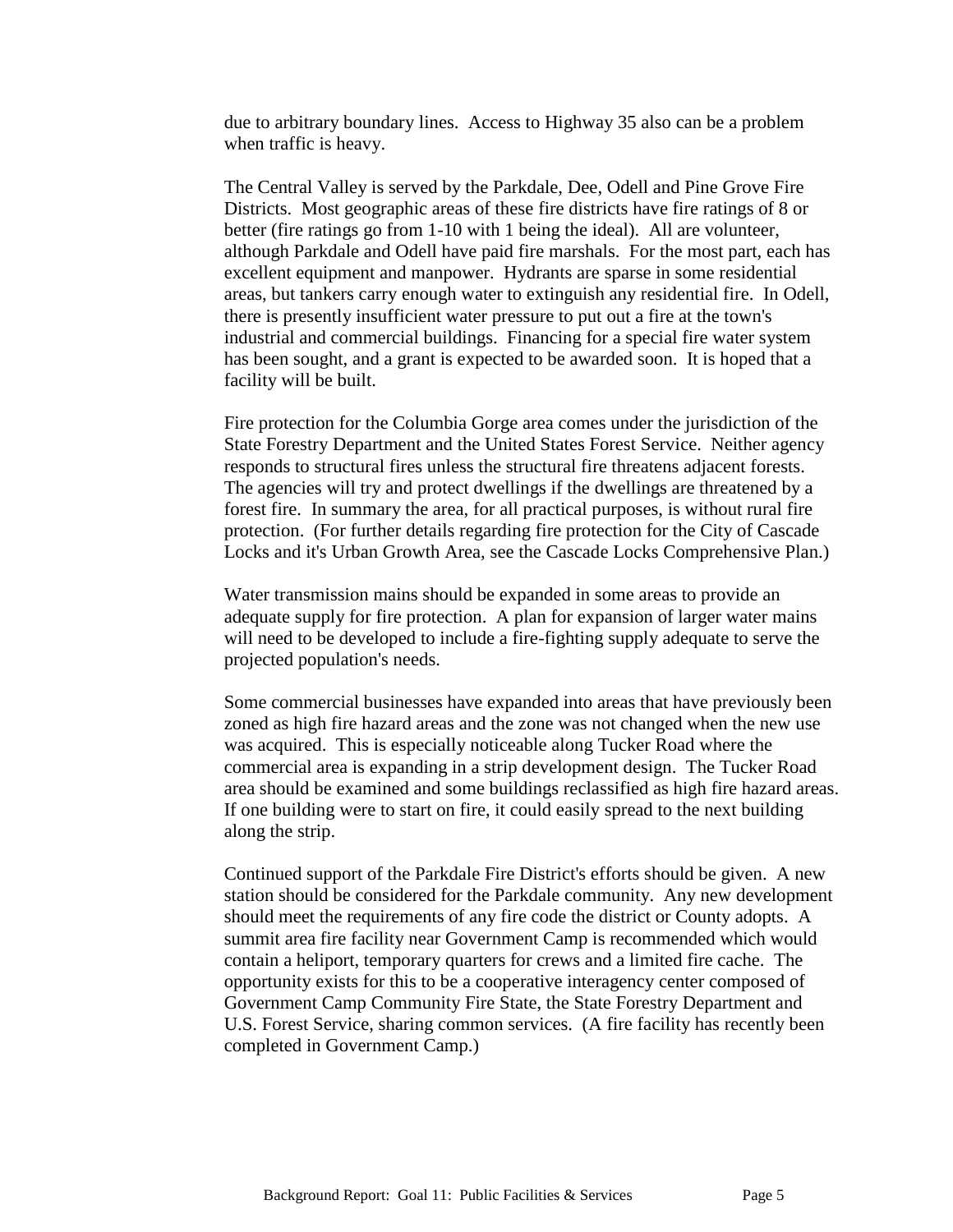due to arbitrary boundary lines. Access to Highway 35 also can be a problem when traffic is heavy.

The Central Valley is served by the Parkdale, Dee, Odell and Pine Grove Fire Districts. Most geographic areas of these fire districts have fire ratings of 8 or better (fire ratings go from 1-10 with 1 being the ideal). All are volunteer, although Parkdale and Odell have paid fire marshals. For the most part, each has excellent equipment and manpower. Hydrants are sparse in some residential areas, but tankers carry enough water to extinguish any residential fire. In Odell, there is presently insufficient water pressure to put out a fire at the town's industrial and commercial buildings. Financing for a special fire water system has been sought, and a grant is expected to be awarded soon. It is hoped that a facility will be built.

Fire protection for the Columbia Gorge area comes under the jurisdiction of the State Forestry Department and the United States Forest Service. Neither agency responds to structural fires unless the structural fire threatens adjacent forests. The agencies will try and protect dwellings if the dwellings are threatened by a forest fire. In summary the area, for all practical purposes, is without rural fire protection. (For further details regarding fire protection for the City of Cascade Locks and it's Urban Growth Area, see the Cascade Locks Comprehensive Plan.)

Water transmission mains should be expanded in some areas to provide an adequate supply for fire protection. A plan for expansion of larger water mains will need to be developed to include a fire-fighting supply adequate to serve the projected population's needs.

Some commercial businesses have expanded into areas that have previously been zoned as high fire hazard areas and the zone was not changed when the new use was acquired. This is especially noticeable along Tucker Road where the commercial area is expanding in a strip development design. The Tucker Road area should be examined and some buildings reclassified as high fire hazard areas. If one building were to start on fire, it could easily spread to the next building along the strip.

Continued support of the Parkdale Fire District's efforts should be given. A new station should be considered for the Parkdale community. Any new development should meet the requirements of any fire code the district or County adopts. A summit area fire facility near Government Camp is recommended which would contain a heliport, temporary quarters for crews and a limited fire cache. The opportunity exists for this to be a cooperative interagency center composed of Government Camp Community Fire State, the State Forestry Department and U.S. Forest Service, sharing common services. (A fire facility has recently been completed in Government Camp.)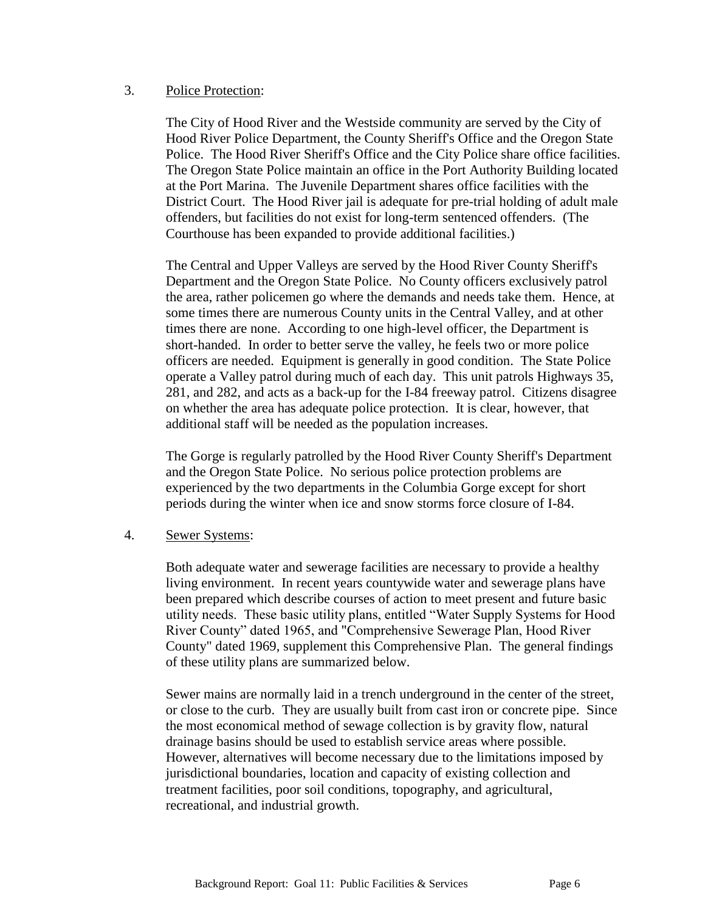3. <u>Police Protection</u>:

The City of Hood River and the Westside community are served by the City of Hood River Police Department, the County Sheriff's Office and the Oregon State Police. The Hood River Sheriff's Office and the City Police share office facilities. The Oregon State Police maintain an office in the Port Authority Building located at the Port Marina. The Juvenile Department shares office facilities with the District Court. The Hood River jail is adequate for pre-trial holding of adult male offenders, but facilities do not exist for long-term sentenced offenders. (The Courthouse has been expanded to provide additional facilities.)

The Central and Upper Valleys are served by the Hood River County Sheriff's Department and the Oregon State Police. No County officers exclusively patrol the area, rather policemen go where the demands and needs take them. Hence, at some times there are numerous County units in the Central Valley, and at other times there are none. According to one high-level officer, the Department is short-handed. In order to better serve the valley, he feels two or more police officers are needed. Equipment is generally in good condition. The State Police operate a Valley patrol during much of each day. This unit patrols Highways 35, 281, and 282, and acts as a back-up for the I-84 freeway patrol. Citizens disagree on whether the area has adequate police protection. It is clear, however, that additional staff will be needed as the population increases.

The Gorge is regularly patrolled by the Hood River County Sheriff's Department and the Oregon State Police. No serious police protection problems are experienced by the two departments in the Columbia Gorge except for short periods during the winter when ice and snow storms force closure of I-84.

4. <u>Sewer Systems</u>:

Both adequate water and sewerage facilities are necessary to provide a healthy living environment. In recent years countywide water and sewerage plans have been prepared which describe courses of action to meet present and future basic utility needs. These basic utility plans, entitled "Water Supply Systems for Hood River County" dated 1965, and "Comprehensive Sewerage Plan, Hood River County" dated 1969, supplement this Comprehensive Plan. The general findings of these utility plans are summarized below.

Sewer mains are normally laid in a trench underground in the center of the street, or close to the curb. They are usually built from cast iron or concrete pipe. Since the most economical method of sewage collection is by gravity flow, natural drainage basins should be used to establish service areas where possible. However, alternatives will become necessary due to the limitations imposed by jurisdictional boundaries, location and capacity of existing collection and treatment facilities, poor soil conditions, topography, and agricultural, recreational, and industrial growth.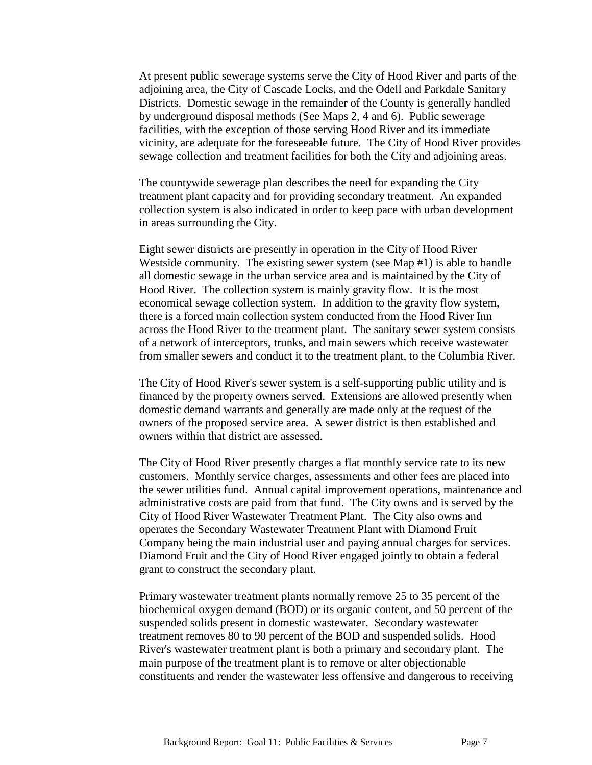At present public sewerage systems serve the City of Hood River and parts of the adjoining area, the City of Cascade Locks, and the Odell and Parkdale Sanitary Districts. Domestic sewage in the remainder of the County is generally handled by underground disposal methods (See Maps 2, 4 and 6). Public sewerage facilities, with the exception of those serving Hood River and its immediate vicinity, are adequate for the foreseeable future. The City of Hood River provides sewage collection and treatment facilities for both the City and adjoining areas.

The countywide sewerage plan describes the need for expanding the City treatment plant capacity and for providing secondary treatment. An expanded collection system is also indicated in order to keep pace with urban development in areas surrounding the City.

Eight sewer districts are presently in operation in the City of Hood River Westside community. The existing sewer system (see Map #1) is able to handle all domestic sewage in the urban service area and is maintained by the City of Hood River. The collection system is mainly gravity flow. It is the most economical sewage collection system. In addition to the gravity flow system, there is a forced main collection system conducted from the Hood River Inn across the Hood River to the treatment plant. The sanitary sewer system consists of a network of interceptors, trunks, and main sewers which receive wastewater from smaller sewers and conduct it to the treatment plant, to the Columbia River.

The City of Hood River's sewer system is a self-supporting public utility and is financed by the property owners served. Extensions are allowed presently when domestic demand warrants and generally are made only at the request of the owners of the proposed service area. A sewer district is then established and owners within that district are assessed.

The City of Hood River presently charges a flat monthly service rate to its new customers. Monthly service charges, assessments and other fees are placed into the sewer utilities fund. Annual capital improvement operations, maintenance and administrative costs are paid from that fund. The City owns and is served by the City of Hood River Wastewater Treatment Plant. The City also owns and operates the Secondary Wastewater Treatment Plant with Diamond Fruit Company being the main industrial user and paying annual charges for services. Diamond Fruit and the City of Hood River engaged jointly to obtain a federal grant to construct the secondary plant.

Primary wastewater treatment plants normally remove 25 to 35 percent of the biochemical oxygen demand (BOD) or its organic content, and 50 percent of the suspended solids present in domestic wastewater. Secondary wastewater treatment removes 80 to 90 percent of the BOD and suspended solids. Hood River's wastewater treatment plant is both a primary and secondary plant. The main purpose of the treatment plant is to remove or alter objectionable constituents and render the wastewater less offensive and dangerous to receiving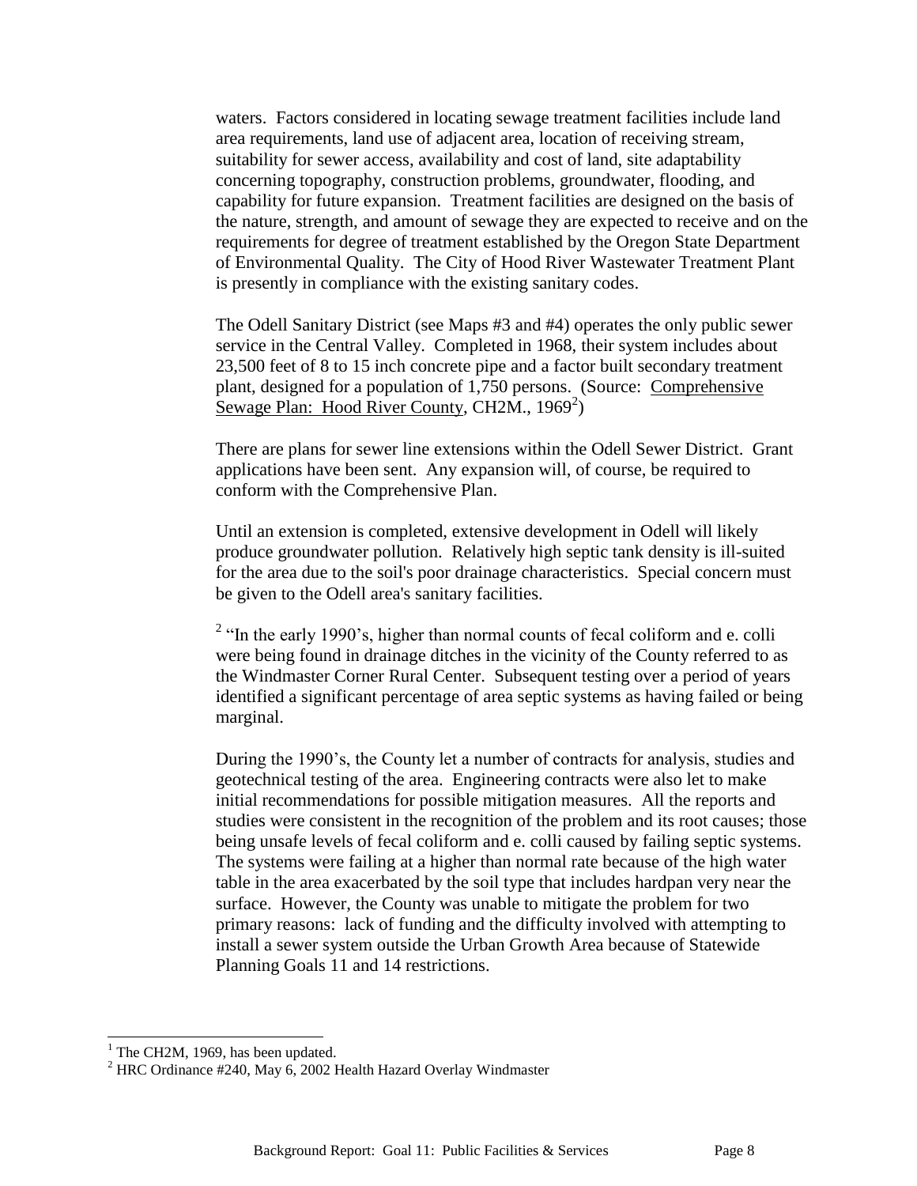waters. Factors considered in locating sewage treatment facilities include land area requirements, land use of adjacent area, location of receiving stream, suitability for sewer access, availability and cost of land, site adaptability concerning topography, construction problems, groundwater, flooding, and capability for future expansion. Treatment facilities are designed on the basis of the nature, strength, and amount of sewage they are expected to receive and on the requirements for degree of treatment established by the Oregon State Department of Environmental Quality. The City of Hood River Wastewater Treatment Plant is presently in compliance with the existing sanitary codes.

The Odell Sanitary District (see Maps #3 and #4) operates the only public sewer service in the Central Valley. Completed in 1968, their system includes about 23,500 feet of 8 to 15 inch concrete pipe and a factor built secondary treatment plant, designed for a population of 1,750 persons. (Source: Comprehensive Sewage Plan: Hood River County, CH2M., 1969[2])

There are plans for sewer line extensions within the Odell Sewer District. Grant applications have been sent. Any expansion will, of course, be required to conform with the Comprehensive Plan.

Until an extension is completed, extensive development in Odell will likely produce groundwater pollution. Relatively high septic tank density is ill-suited for the area due to the soil's poor drainage characteristics. Special concern must be given to the Odell area's sanitary facilities.

[2] "In the early 1990's, higher than normal counts of fecal coliform and e. colli were being found in drainage ditches in the vicinity of the County referred to as the Windmaster Corner Rural Center. Subsequent testing over a period of years identified a significant percentage of area septic systems as having failed or being marginal.

During the 1990's, the County let a number of contracts for analysis, studies and geotechnical testing of the area. Engineering contracts were also let to make initial recommendations for possible mitigation measures. All the reports and studies were consistent in the recognition of the problem and its root causes; those being unsafe levels of fecal coliform and e. colli caused by failing septic systems. The systems were failing at a higher than normal rate because of the high water table in the area exacerbated by the soil type that includes hardpan very near the surface. However, the County was unable to mitigate the problem for two primary reasons: lack of funding and the difficulty involved with attempting to install a sewer system outside the Urban Growth Area because of Statewide Planning Goals 11 and 14 restrictions.

---

[1] The CH2M, 1969, has been updated.

[2] HRC Ordinance #240, May 6, 2002 Health Hazard Overlay Windmaster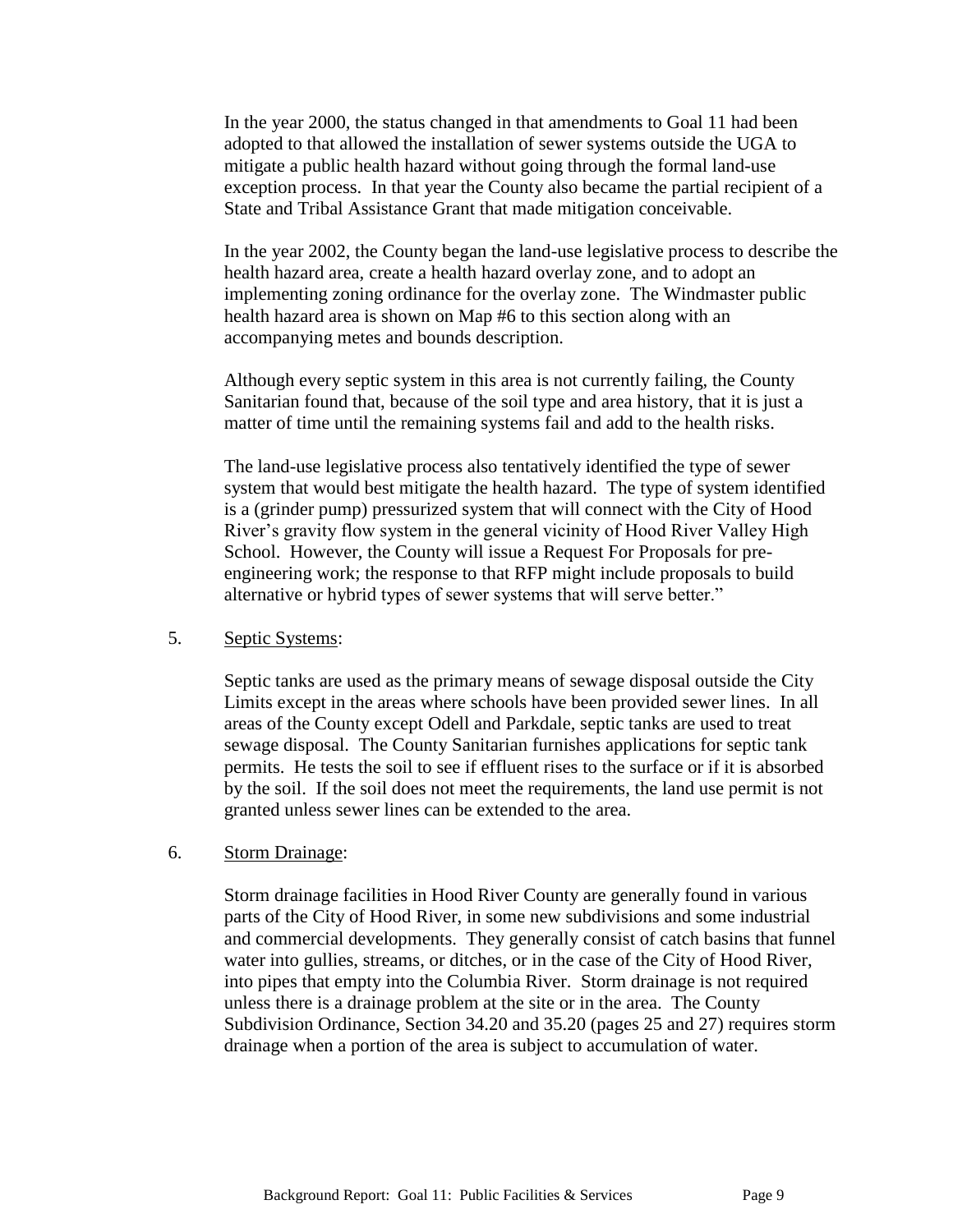In the year 2000, the status changed in that amendments to Goal 11 had been adopted to that allowed the installation of sewer systems outside the UGA to mitigate a public health hazard without going through the formal land-use exception process. In that year the County also became the partial recipient of a State and Tribal Assistance Grant that made mitigation conceivable.

In the year 2002, the County began the land-use legislative process to describe the health hazard area, create a health hazard overlay zone, and to adopt an implementing zoning ordinance for the overlay zone. The Windmaster public health hazard area is shown on Map #6 to this section along with an accompanying metes and bounds description.

Although every septic system in this area is not currently failing, the County Sanitarian found that, because of the soil type and area history, that it is just a matter of time until the remaining systems fail and add to the health risks.

The land-use legislative process also tentatively identified the type of sewer system that would best mitigate the health hazard. The type of system identified is a (grinder pump) pressurized system that will connect with the City of Hood River's gravity flow system in the general vicinity of Hood River Valley High School. However, the County will issue a Request For Proposals for pre-engineering work; the response to that RFP might include proposals to build alternative or hybrid types of sewer systems that will serve better."

5. Septic Systems:

   Septic tanks are used as the primary means of sewage disposal outside the City Limits except in the areas where schools have been provided sewer lines. In all areas of the County except Odell and Parkdale, septic tanks are used to treat sewage disposal. The County Sanitarian furnishes applications for septic tank permits. He tests the soil to see if effluent rises to the surface or if it is absorbed by the soil. If the soil does not meet the requirements, the land use permit is not granted unless sewer lines can be extended to the area.

6. Storm Drainage:

   Storm drainage facilities in Hood River County are generally found in various parts of the City of Hood River, in some new subdivisions and some industrial and commercial developments. They generally consist of catch basins that funnel water into gullies, streams, or ditches, or in the case of the City of Hood River, into pipes that empty into the Columbia River. Storm drainage is not required unless there is a drainage problem at the site or in the area. The County Subdivision Ordinance, Section 34.20 and 35.20 (pages 25 and 27) requires storm drainage when a portion of the area is subject to accumulation of water.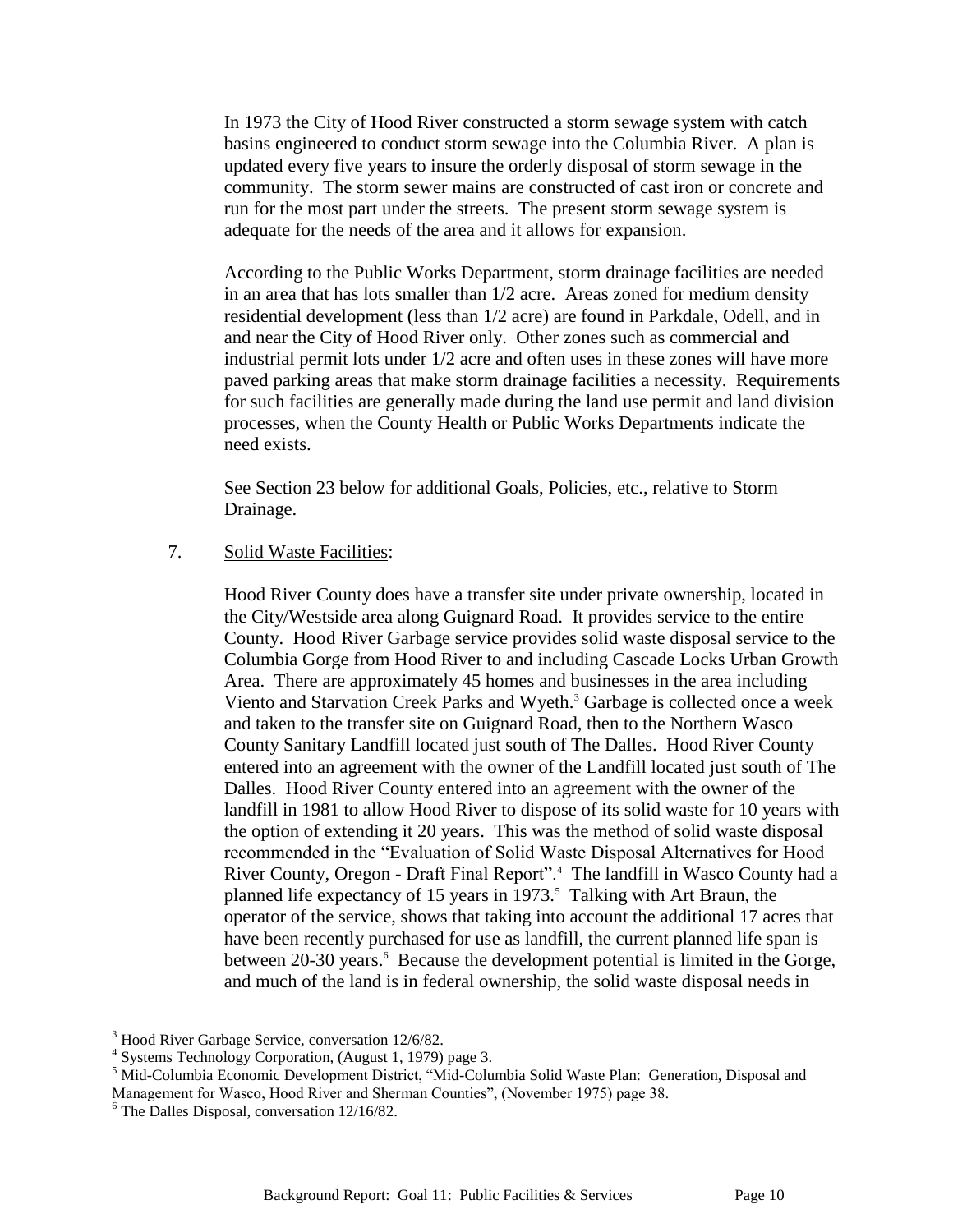In 1973 the City of Hood River constructed a storm sewage system with catch basins engineered to conduct storm sewage into the Columbia River. A plan is updated every five years to insure the orderly disposal of storm sewage in the community. The storm sewer mains are constructed of cast iron or concrete and run for the most part under the streets. The present storm sewage system is adequate for the needs of the area and it allows for expansion.

According to the Public Works Department, storm drainage facilities are needed in an area that has lots smaller than 1/2 acre. Areas zoned for medium density residential development (less than 1/2 acre) are found in Parkdale, Odell, and in and near the City of Hood River only. Other zones such as commercial and industrial permit lots under 1/2 acre and often uses in these zones will have more paved parking areas that make storm drainage facilities a necessity. Requirements for such facilities are generally made during the land use permit and land division processes, when the County Health or Public Works Departments indicate the need exists.

See Section 23 below for additional Goals, Policies, etc., relative to Storm Drainage.

7. Solid Waste Facilities:

Hood River County does have a transfer site under private ownership, located in the City/Westside area along Guignard Road. It provides service to the entire County. Hood River Garbage service provides solid waste disposal service to the Columbia Gorge from Hood River to and including Cascade Locks Urban Growth Area. There are approximately 45 homes and businesses in the area including Viento and Starvation Creek Parks and Wyeth.[3] Garbage is collected once a week and taken to the transfer site on Guignard Road, then to the Northern Wasco County Sanitary Landfill located just south of The Dalles. Hood River County entered into an agreement with the owner of the Landfill located just south of The Dalles. Hood River County entered into an agreement with the owner of the landfill in 1981 to allow Hood River to dispose of its solid waste for 10 years with the option of extending it 20 years. This was the method of solid waste disposal recommended in the "Evaluation of Solid Waste Disposal Alternatives for Hood River County, Oregon - Draft Final Report".[4] The landfill in Wasco County had a planned life expectancy of 15 years in 1973.[5] Talking with Art Braun, the operator of the service, shows that taking into account the additional 17 acres that have been recently purchased for use as landfill, the current planned life span is between 20-30 years.[6] Because the development potential is limited in the Gorge, and much of the land is in federal ownership, the solid waste disposal needs in

[3] Hood River Garbage Service, conversation 12/6/82.

[4] Systems Technology Corporation, (August 1, 1979) page 3.

[5] Mid-Columbia Economic Development District, "Mid-Columbia Solid Waste Plan: Generation, Disposal and Management for Wasco, Hood River and Sherman Counties", (November 1975) page 38.

[6] The Dalles Disposal, conversation 12/16/82.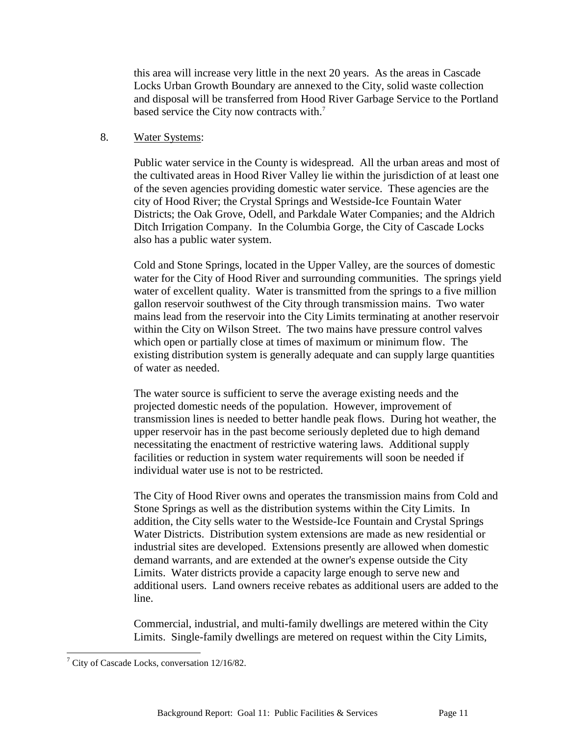this area will increase very little in the next 20 years. As the areas in Cascade Locks Urban Growth Boundary are annexed to the City, solid waste collection and disposal will be transferred from Hood River Garbage Service to the Portland based service the City now contracts with.[7]

8. Water Systems:

Public water service in the County is widespread. All the urban areas and most of the cultivated areas in Hood River Valley lie within the jurisdiction of at least one of the seven agencies providing domestic water service. These agencies are the city of Hood River; the Crystal Springs and Westside-Ice Fountain Water Districts; the Oak Grove, Odell, and Parkdale Water Companies; and the Aldrich Ditch Irrigation Company. In the Columbia Gorge, the City of Cascade Locks also has a public water system.

Cold and Stone Springs, located in the Upper Valley, are the sources of domestic water for the City of Hood River and surrounding communities. The springs yield water of excellent quality. Water is transmitted from the springs to a five million gallon reservoir southwest of the City through transmission mains. Two water mains lead from the reservoir into the City Limits terminating at another reservoir within the City on Wilson Street. The two mains have pressure control valves which open or partially close at times of maximum or minimum flow. The existing distribution system is generally adequate and can supply large quantities of water as needed.

The water source is sufficient to serve the average existing needs and the projected domestic needs of the population. However, improvement of transmission lines is needed to better handle peak flows. During hot weather, the upper reservoir has in the past become seriously depleted due to high demand necessitating the enactment of restrictive watering laws. Additional supply facilities or reduction in system water requirements will soon be needed if individual water use is not to be restricted.

The City of Hood River owns and operates the transmission mains from Cold and Stone Springs as well as the distribution systems within the City Limits. In addition, the City sells water to the Westside-Ice Fountain and Crystal Springs Water Districts. Distribution system extensions are made as new residential or industrial sites are developed. Extensions presently are allowed when domestic demand warrants, and are extended at the owner's expense outside the City Limits. Water districts provide a capacity large enough to serve new and additional users. Land owners receive rebates as additional users are added to the line.

Commercial, industrial, and multi-family dwellings are metered within the City Limits. Single-family dwellings are metered on request within the City Limits,

---

[7] City of Cascade Locks, conversation 12/16/82.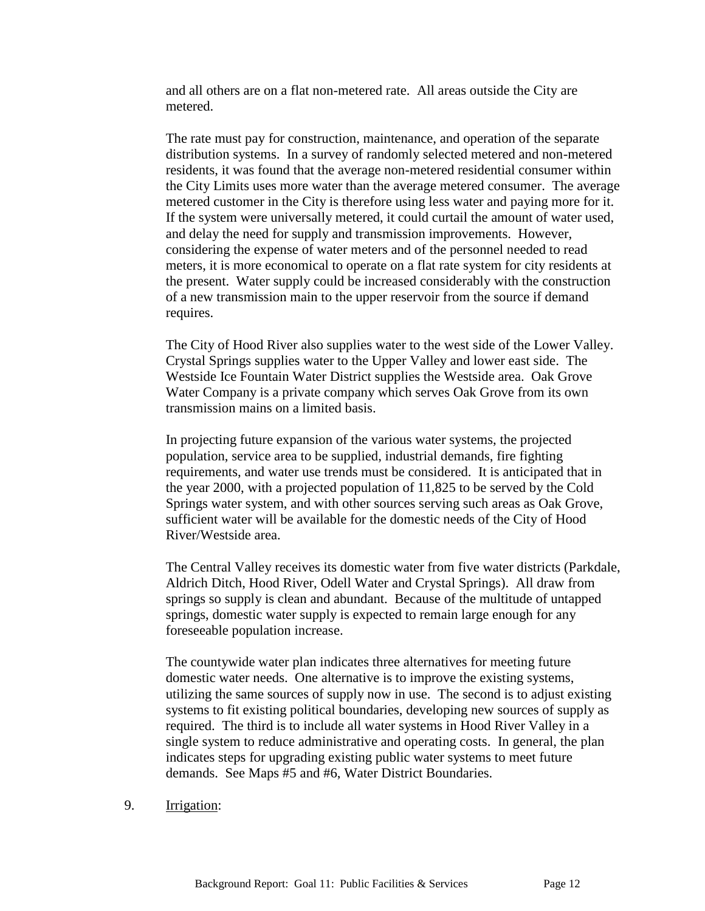and all others are on a flat non-metered rate. All areas outside the City are metered.

The rate must pay for construction, maintenance, and operation of the separate distribution systems. In a survey of randomly selected metered and non-metered residents, it was found that the average non-metered residential consumer within the City Limits uses more water than the average metered consumer. The average metered customer in the City is therefore using less water and paying more for it. If the system were universally metered, it could curtail the amount of water used, and delay the need for supply and transmission improvements. However, considering the expense of water meters and of the personnel needed to read meters, it is more economical to operate on a flat rate system for city residents at the present. Water supply could be increased considerably with the construction of a new transmission main to the upper reservoir from the source if demand requires.

The City of Hood River also supplies water to the west side of the Lower Valley. Crystal Springs supplies water to the Upper Valley and lower east side. The Westside Ice Fountain Water District supplies the Westside area. Oak Grove Water Company is a private company which serves Oak Grove from its own transmission mains on a limited basis.

In projecting future expansion of the various water systems, the projected population, service area to be supplied, industrial demands, fire fighting requirements, and water use trends must be considered. It is anticipated that in the year 2000, with a projected population of 11,825 to be served by the Cold Springs water system, and with other sources serving such areas as Oak Grove, sufficient water will be available for the domestic needs of the City of Hood River/Westside area.

The Central Valley receives its domestic water from five water districts (Parkdale, Aldrich Ditch, Hood River, Odell Water and Crystal Springs). All draw from springs so supply is clean and abundant. Because of the multitude of untapped springs, domestic water supply is expected to remain large enough for any foreseeable population increase.

The countywide water plan indicates three alternatives for meeting future domestic water needs. One alternative is to improve the existing systems, utilizing the same sources of supply now in use. The second is to adjust existing systems to fit existing political boundaries, developing new sources of supply as required. The third is to include all water systems in Hood River Valley in a single system to reduce administrative and operating costs. In general, the plan indicates steps for upgrading existing public water systems to meet future demands. See Maps #5 and #6, Water District Boundaries.

9. Irrigation: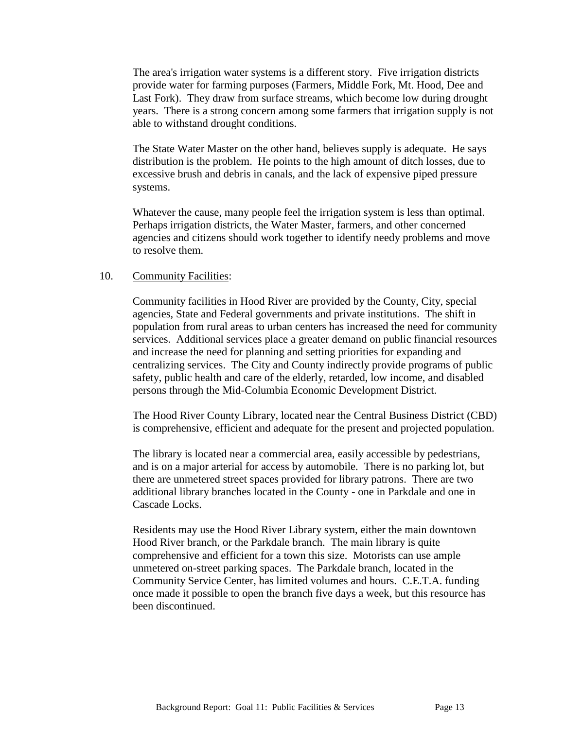The area's irrigation water systems is a different story. Five irrigation districts provide water for farming purposes (Farmers, Middle Fork, Mt. Hood, Dee and Last Fork). They draw from surface streams, which become low during drought years. There is a strong concern among some farmers that irrigation supply is not able to withstand drought conditions.

The State Water Master on the other hand, believes supply is adequate. He says distribution is the problem. He points to the high amount of ditch losses, due to excessive brush and debris in canals, and the lack of expensive piped pressure systems.

Whatever the cause, many people feel the irrigation system is less than optimal. Perhaps irrigation districts, the Water Master, farmers, and other concerned agencies and citizens should work together to identify needy problems and move to resolve them.

10. <u>Community Facilities</u>:

Community facilities in Hood River are provided by the County, City, special agencies, State and Federal governments and private institutions. The shift in population from rural areas to urban centers has increased the need for community services. Additional services place a greater demand on public financial resources and increase the need for planning and setting priorities for expanding and centralizing services. The City and County indirectly provide programs of public safety, public health and care of the elderly, retarded, low income, and disabled persons through the Mid-Columbia Economic Development District.

The Hood River County Library, located near the Central Business District (CBD) is comprehensive, efficient and adequate for the present and projected population.

The library is located near a commercial area, easily accessible by pedestrians, and is on a major arterial for access by automobile. There is no parking lot, but there are unmetered street spaces provided for library patrons. There are two additional library branches located in the County - one in Parkdale and one in Cascade Locks.

Residents may use the Hood River Library system, either the main downtown Hood River branch, or the Parkdale branch. The main library is quite comprehensive and efficient for a town this size. Motorists can use ample unmetered on-street parking spaces. The Parkdale branch, located in the Community Service Center, has limited volumes and hours. C.E.T.A. funding once made it possible to open the branch five days a week, but this resource has been discontinued.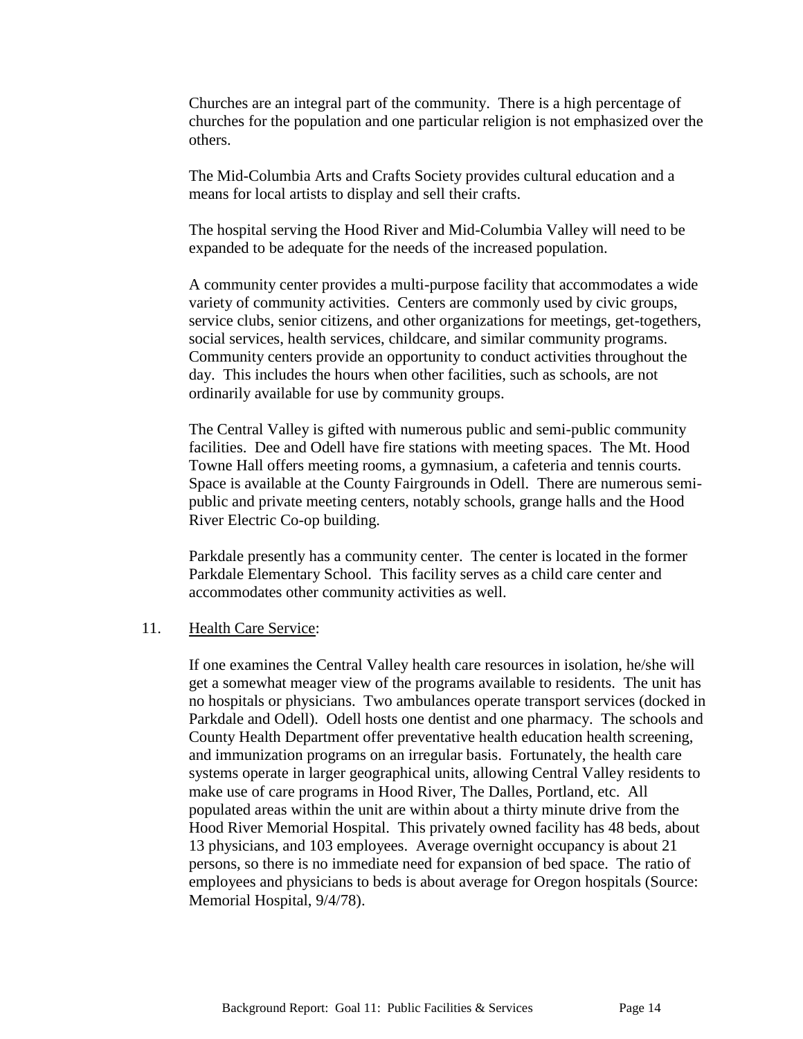Churches are an integral part of the community. There is a high percentage of churches for the population and one particular religion is not emphasized over the others.

The Mid-Columbia Arts and Crafts Society provides cultural education and a means for local artists to display and sell their crafts.

The hospital serving the Hood River and Mid-Columbia Valley will need to be expanded to be adequate for the needs of the increased population.

A community center provides a multi-purpose facility that accommodates a wide variety of community activities. Centers are commonly used by civic groups, service clubs, senior citizens, and other organizations for meetings, get-togethers, social services, health services, childcare, and similar community programs. Community centers provide an opportunity to conduct activities throughout the day. This includes the hours when other facilities, such as schools, are not ordinarily available for use by community groups.

The Central Valley is gifted with numerous public and semi-public community facilities. Dee and Odell have fire stations with meeting spaces. The Mt. Hood Towne Hall offers meeting rooms, a gymnasium, a cafeteria and tennis courts. Space is available at the County Fairgrounds in Odell. There are numerous semi-public and private meeting centers, notably schools, grange halls and the Hood River Electric Co-op building.

Parkdale presently has a community center. The center is located in the former Parkdale Elementary School. This facility serves as a child care center and accommodates other community activities as well.

11. Health Care Service:

If one examines the Central Valley health care resources in isolation, he/she will get a somewhat meager view of the programs available to residents. The unit has no hospitals or physicians. Two ambulances operate transport services (docked in Parkdale and Odell). Odell hosts one dentist and one pharmacy. The schools and County Health Department offer preventative health education health screening, and immunization programs on an irregular basis. Fortunately, the health care systems operate in larger geographical units, allowing Central Valley residents to make use of care programs in Hood River, The Dalles, Portland, etc. All populated areas within the unit are within about a thirty minute drive from the Hood River Memorial Hospital. This privately owned facility has 48 beds, about 13 physicians, and 103 employees. Average overnight occupancy is about 21 persons, so there is no immediate need for expansion of bed space. The ratio of employees and physicians to beds is about average for Oregon hospitals (Source: Memorial Hospital, 9/4/78).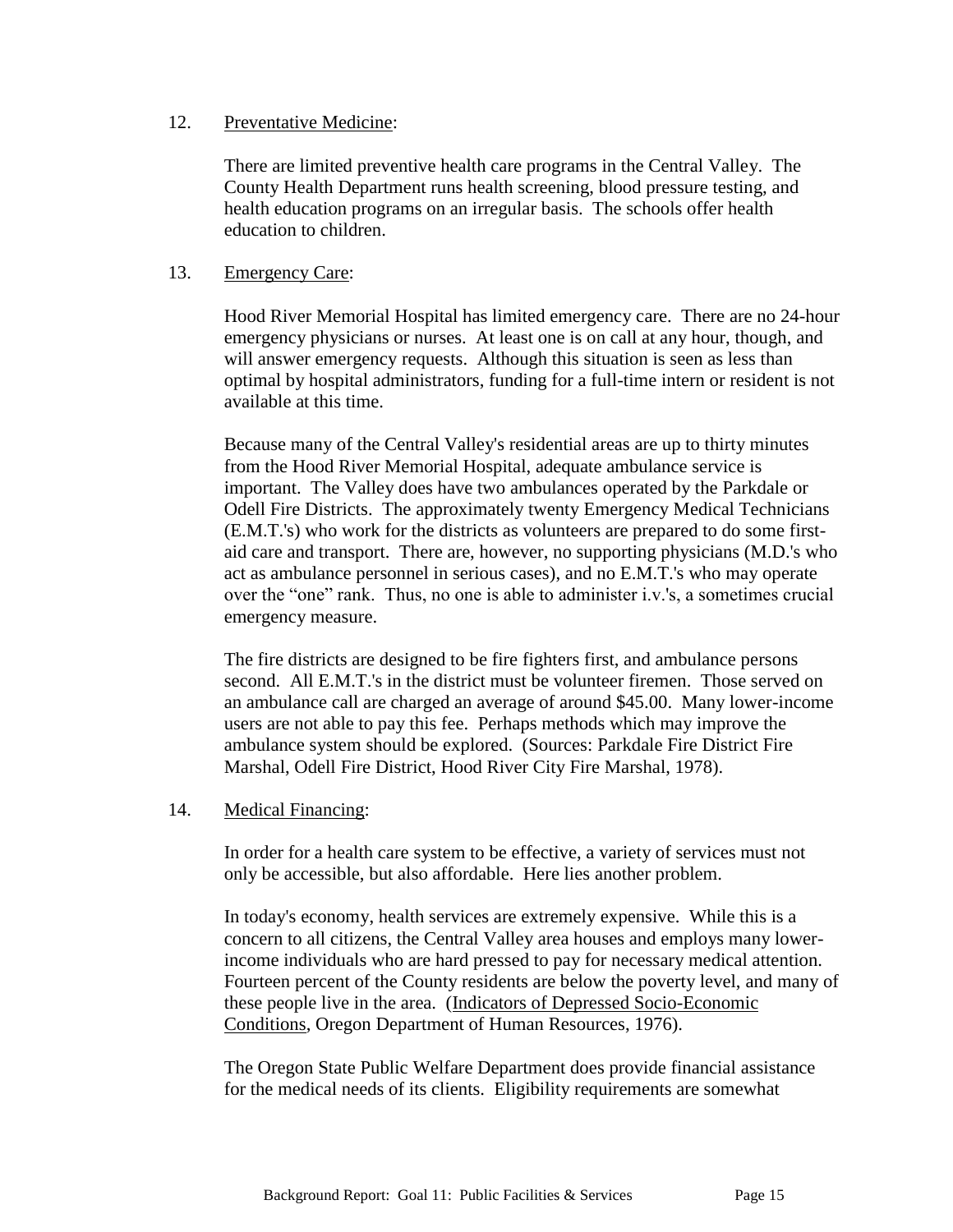12. Preventative Medicine:

There are limited preventive health care programs in the Central Valley. The County Health Department runs health screening, blood pressure testing, and health education programs on an irregular basis. The schools offer health education to children.

13. Emergency Care:

Hood River Memorial Hospital has limited emergency care. There are no 24-hour emergency physicians or nurses. At least one is on call at any hour, though, and will answer emergency requests. Although this situation is seen as less than optimal by hospital administrators, funding for a full-time intern or resident is not available at this time.

Because many of the Central Valley's residential areas are up to thirty minutes from the Hood River Memorial Hospital, adequate ambulance service is important. The Valley does have two ambulances operated by the Parkdale or Odell Fire Districts. The approximately twenty Emergency Medical Technicians (E.M.T.'s) who work for the districts as volunteers are prepared to do some first-aid care and transport. There are, however, no supporting physicians (M.D.'s who act as ambulance personnel in serious cases), and no E.M.T.'s who may operate over the "one" rank. Thus, no one is able to administer i.v.'s, a sometimes crucial emergency measure.

The fire districts are designed to be fire fighters first, and ambulance persons second. All E.M.T.'s in the district must be volunteer firemen. Those served on an ambulance call are charged an average of around $45.00. Many lower-income users are not able to pay this fee. Perhaps methods which may improve the ambulance system should be explored. (Sources: Parkdale Fire District Fire Marshal, Odell Fire District, Hood River City Fire Marshal, 1978).

14. Medical Financing:

In order for a health care system to be effective, a variety of services must not only be accessible, but also affordable. Here lies another problem.

In today's economy, health services are extremely expensive. While this is a concern to all citizens, the Central Valley area houses and employs many lower-income individuals who are hard pressed to pay for necessary medical attention. Fourteen percent of the County residents are below the poverty level, and many of these people live in the area. (Indicators of Depressed Socio-Economic Conditions, Oregon Department of Human Resources, 1976).

The Oregon State Public Welfare Department does provide financial assistance for the medical needs of its clients. Eligibility requirements are somewhat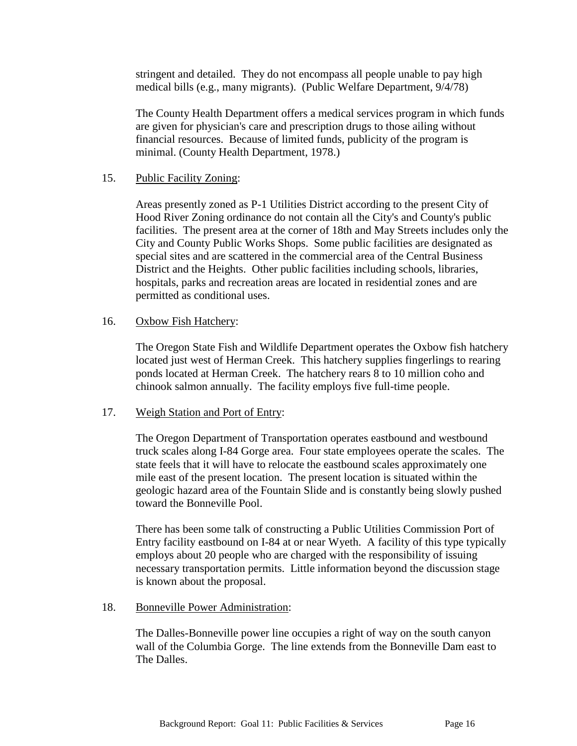stringent and detailed. They do not encompass all people unable to pay high medical bills (e.g., many migrants). (Public Welfare Department, 9/4/78)

The County Health Department offers a medical services program in which funds are given for physician's care and prescription drugs to those ailing without financial resources. Because of limited funds, publicity of the program is minimal. (County Health Department, 1978.)

15. Public Facility Zoning:

Areas presently zoned as P-1 Utilities District according to the present City of Hood River Zoning ordinance do not contain all the City's and County's public facilities. The present area at the corner of 18th and May Streets includes only the City and County Public Works Shops. Some public facilities are designated as special sites and are scattered in the commercial area of the Central Business District and the Heights. Other public facilities including schools, libraries, hospitals, parks and recreation areas are located in residential zones and are permitted as conditional uses.

16. Oxbow Fish Hatchery:

The Oregon State Fish and Wildlife Department operates the Oxbow fish hatchery located just west of Herman Creek. This hatchery supplies fingerlings to rearing ponds located at Herman Creek. The hatchery rears 8 to 10 million coho and chinook salmon annually. The facility employs five full-time people.

17. Weigh Station and Port of Entry:

The Oregon Department of Transportation operates eastbound and westbound truck scales along I-84 Gorge area. Four state employees operate the scales. The state feels that it will have to relocate the eastbound scales approximately one mile east of the present location. The present location is situated within the geologic hazard area of the Fountain Slide and is constantly being slowly pushed toward the Bonneville Pool.

There has been some talk of constructing a Public Utilities Commission Port of Entry facility eastbound on I-84 at or near Wyeth. A facility of this type typically employs about 20 people who are charged with the responsibility of issuing necessary transportation permits. Little information beyond the discussion stage is known about the proposal.

18. Bonneville Power Administration:

The Dalles-Bonneville power line occupies a right of way on the south canyon wall of the Columbia Gorge. The line extends from the Bonneville Dam east to The Dalles.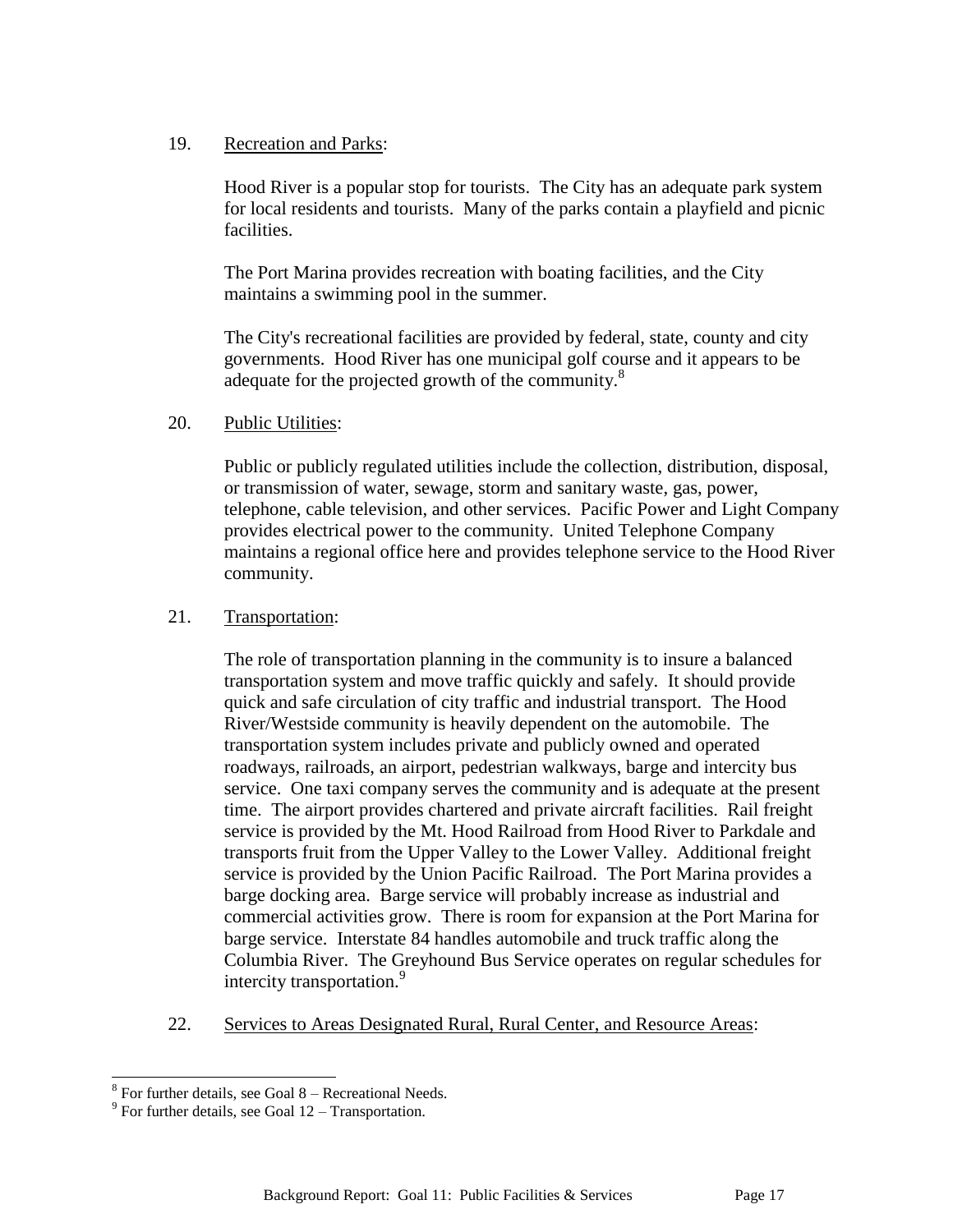19. Recreation and Parks:

Hood River is a popular stop for tourists. The City has an adequate park system for local residents and tourists. Many of the parks contain a playfield and picnic facilities.

The Port Marina provides recreation with boating facilities, and the City maintains a swimming pool in the summer.

The City's recreational facilities are provided by federal, state, county and city governments. Hood River has one municipal golf course and it appears to be adequate for the projected growth of the community.[8]

20. Public Utilities:

Public or publicly regulated utilities include the collection, distribution, disposal, or transmission of water, sewage, storm and sanitary waste, gas, power, telephone, cable television, and other services. Pacific Power and Light Company provides electrical power to the community. United Telephone Company maintains a regional office here and provides telephone service to the Hood River community.

21. Transportation:

The role of transportation planning in the community is to insure a balanced transportation system and move traffic quickly and safely. It should provide quick and safe circulation of city traffic and industrial transport. The Hood River/Westside community is heavily dependent on the automobile. The transportation system includes private and publicly owned and operated roadways, railroads, an airport, pedestrian walkways, barge and intercity bus service. One taxi company serves the community and is adequate at the present time. The airport provides chartered and private aircraft facilities. Rail freight service is provided by the Mt. Hood Railroad from Hood River to Parkdale and transports fruit from the Upper Valley to the Lower Valley. Additional freight service is provided by the Union Pacific Railroad. The Port Marina provides a barge docking area. Barge service will probably increase as industrial and commercial activities grow. There is room for expansion at the Port Marina for barge service. Interstate 84 handles automobile and truck traffic along the Columbia River. The Greyhound Bus Service operates on regular schedules for intercity transportation.[9]

22. Services to Areas Designated Rural, Rural Center, and Resource Areas:

---

[8] For further details, see Goal 8 – Recreational Needs.

[9] For further details, see Goal 12 – Transportation.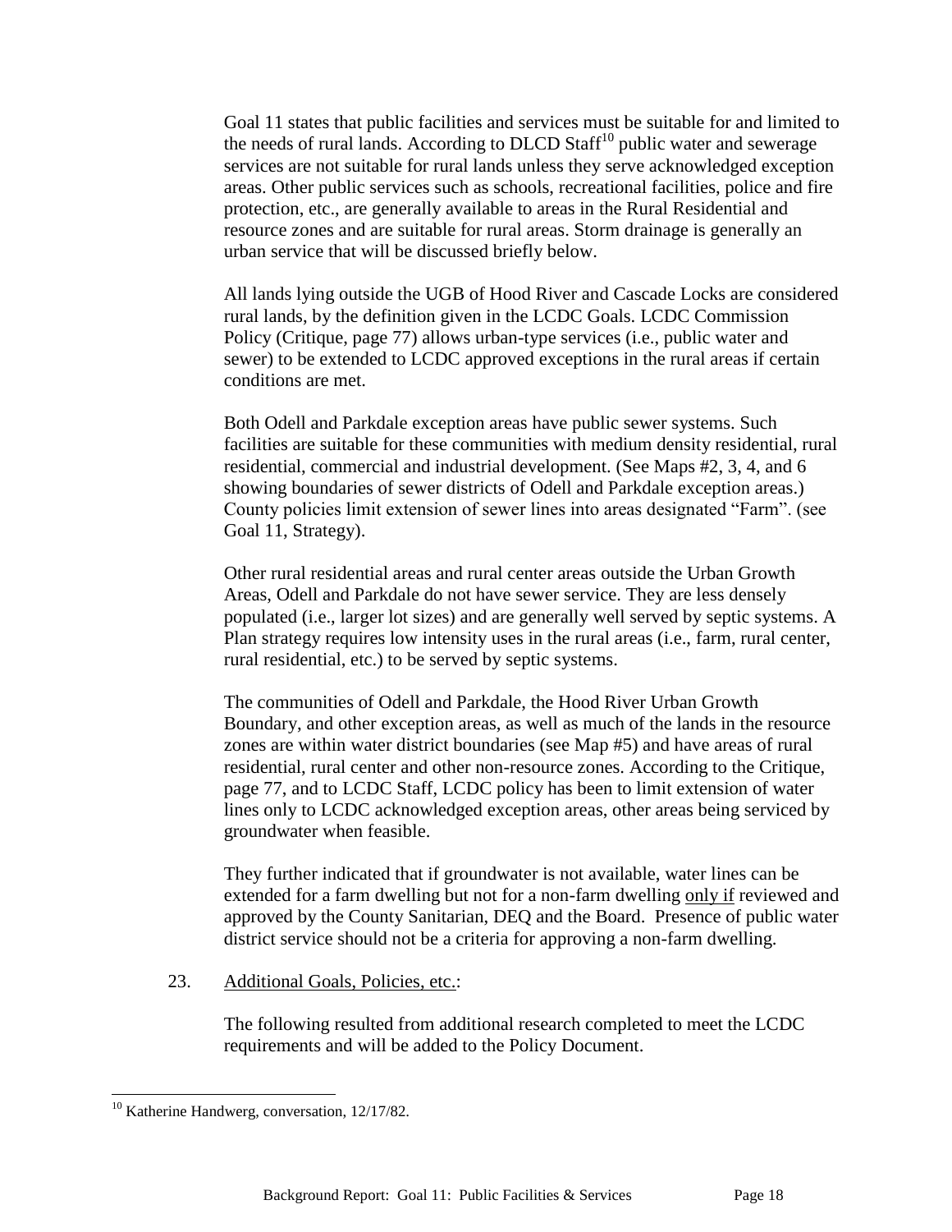Goal 11 states that public facilities and services must be suitable for and limited to the needs of rural lands. According to DLCD Staff[10] public water and sewerage services are not suitable for rural lands unless they serve acknowledged exception areas. Other public services such as schools, recreational facilities, police and fire protection, etc., are generally available to areas in the Rural Residential and resource zones and are suitable for rural areas. Storm drainage is generally an urban service that will be discussed briefly below.

All lands lying outside the UGB of Hood River and Cascade Locks are considered rural lands, by the definition given in the LCDC Goals. LCDC Commission Policy (Critique, page 77) allows urban-type services (i.e., public water and sewer) to be extended to LCDC approved exceptions in the rural areas if certain conditions are met.

Both Odell and Parkdale exception areas have public sewer systems. Such facilities are suitable for these communities with medium density residential, rural residential, commercial and industrial development. (See Maps #2, 3, 4, and 6 showing boundaries of sewer districts of Odell and Parkdale exception areas.) County policies limit extension of sewer lines into areas designated "Farm". (see Goal 11, Strategy).

Other rural residential areas and rural center areas outside the Urban Growth Areas, Odell and Parkdale do not have sewer service. They are less densely populated (i.e., larger lot sizes) and are generally well served by septic systems. A Plan strategy requires low intensity uses in the rural areas (i.e., farm, rural center, rural residential, etc.) to be served by septic systems.

The communities of Odell and Parkdale, the Hood River Urban Growth Boundary, and other exception areas, as well as much of the lands in the resource zones are within water district boundaries (see Map #5) and have areas of rural residential, rural center and other non-resource zones. According to the Critique, page 77, and to LCDC Staff, LCDC policy has been to limit extension of water lines only to LCDC acknowledged exception areas, other areas being serviced by groundwater when feasible.

They further indicated that if groundwater is not available, water lines can be extended for a farm dwelling but not for a non-farm dwelling <u>only if</u> reviewed and approved by the County Sanitarian, DEQ and the Board. Presence of public water district service should not be a criteria for approving a non-farm dwelling.

23. <u>Additional Goals, Policies, etc.</u>:

The following resulted from additional research completed to meet the LCDC requirements and will be added to the Policy Document.

---

[10] Katherine Handwerg, conversation, 12/17/82.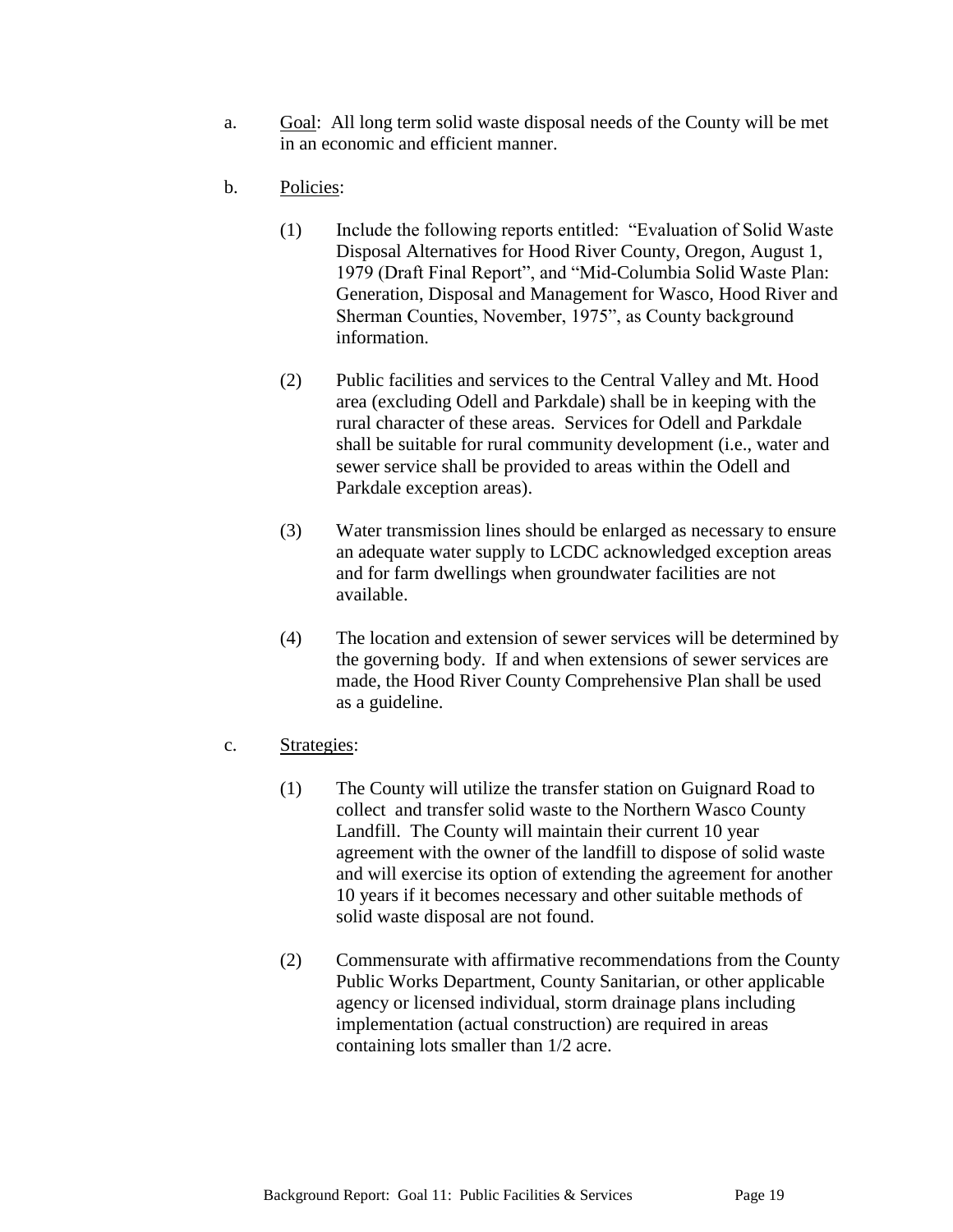a. <u>Goal</u>: All long term solid waste disposal needs of the County will be met in an economic and efficient manner.

b. <u>Policies</u>:

   (1) Include the following reports entitled: "Evaluation of Solid Waste Disposal Alternatives for Hood River County, Oregon, August 1, 1979 (Draft Final Report", and "Mid-Columbia Solid Waste Plan: Generation, Disposal and Management for Wasco, Hood River and Sherman Counties, November, 1975", as County background information.

   (2) Public facilities and services to the Central Valley and Mt. Hood area (excluding Odell and Parkdale) shall be in keeping with the rural character of these areas. Services for Odell and Parkdale shall be suitable for rural community development (i.e., water and sewer service shall be provided to areas within the Odell and Parkdale exception areas).

   (3) Water transmission lines should be enlarged as necessary to ensure an adequate water supply to LCDC acknowledged exception areas and for farm dwellings when groundwater facilities are not available.

   (4) The location and extension of sewer services will be determined by the governing body. If and when extensions of sewer services are made, the Hood River County Comprehensive Plan shall be used as a guideline.

c. <u>Strategies</u>:

   (1) The County will utilize the transfer station on Guignard Road to collect and transfer solid waste to the Northern Wasco County Landfill. The County will maintain their current 10 year agreement with the owner of the landfill to dispose of solid waste and will exercise its option of extending the agreement for another 10 years if it becomes necessary and other suitable methods of solid waste disposal are not found.

   (2) Commensurate with affirmative recommendations from the County Public Works Department, County Sanitarian, or other applicable agency or licensed individual, storm drainage plans including implementation (actual construction) are required in areas containing lots smaller than 1/2 acre.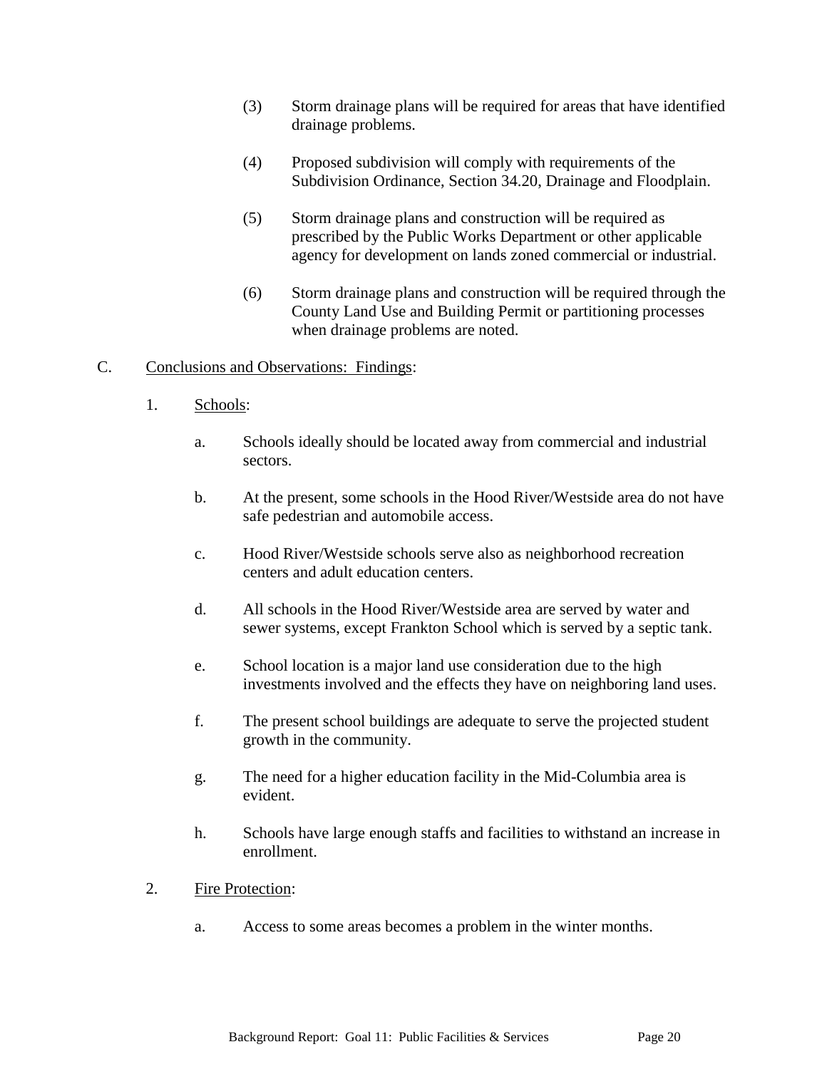(3) Storm drainage plans will be required for areas that have identified drainage problems.

(4) Proposed subdivision will comply with requirements of the Subdivision Ordinance, Section 34.20, Drainage and Floodplain.

(5) Storm drainage plans and construction will be required as prescribed by the Public Works Department or other applicable agency for development on lands zoned commercial or industrial.

(6) Storm drainage plans and construction will be required through the County Land Use and Building Permit or partitioning processes when drainage problems are noted.

C. Conclusions and Observations: Findings:

1. Schools:

   a. Schools ideally should be located away from commercial and industrial sectors.

   b. At the present, some schools in the Hood River/Westside area do not have safe pedestrian and automobile access.

   c. Hood River/Westside schools serve also as neighborhood recreation centers and adult education centers.

   d. All schools in the Hood River/Westside area are served by water and sewer systems, except Frankton School which is served by a septic tank.

   e. School location is a major land use consideration due to the high investments involved and the effects they have on neighboring land uses.

   f. The present school buildings are adequate to serve the projected student growth in the community.

   g. The need for a higher education facility in the Mid-Columbia area is evident.

   h. Schools have large enough staffs and facilities to withstand an increase in enrollment.

2. Fire Protection:

   a. Access to some areas becomes a problem in the winter months.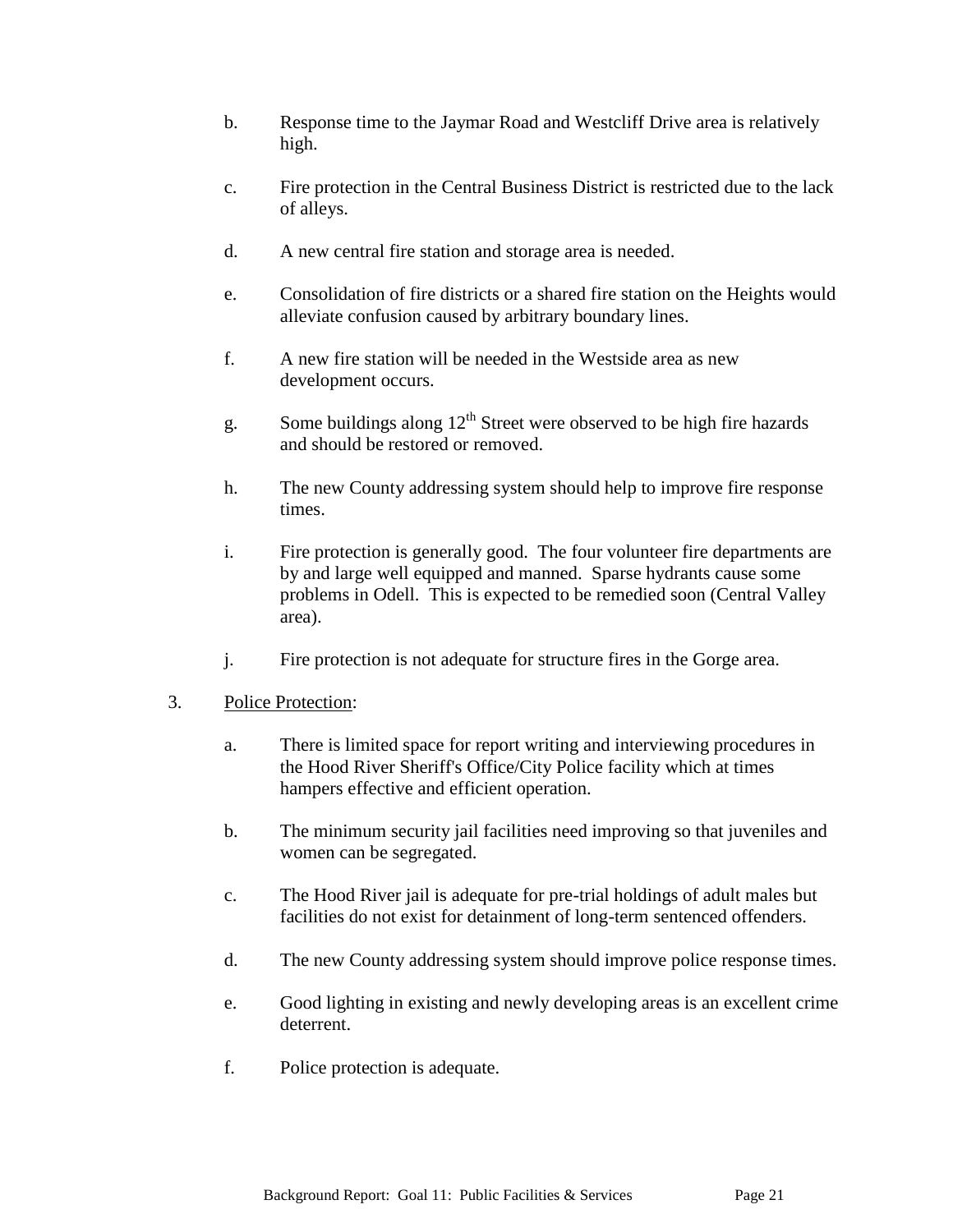b. Response time to the Jaymar Road and Westcliff Drive area is relatively high.

c. Fire protection in the Central Business District is restricted due to the lack of alleys.

d. A new central fire station and storage area is needed.

e. Consolidation of fire districts or a shared fire station on the Heights would alleviate confusion caused by arbitrary boundary lines.

f. A new fire station will be needed in the Westside area as new development occurs.

g. Some buildings along 12th Street were observed to be high fire hazards and should be restored or removed.

h. The new County addressing system should help to improve fire response times.

i. Fire protection is generally good. The four volunteer fire departments are by and large well equipped and manned. Sparse hydrants cause some problems in Odell. This is expected to be remedied soon (Central Valley area).

j. Fire protection is not adequate for structure fires in the Gorge area.

3. <u>Police Protection</u>:

a. There is limited space for report writing and interviewing procedures in the Hood River Sheriff's Office/City Police facility which at times hampers effective and efficient operation.

b. The minimum security jail facilities need improving so that juveniles and women can be segregated.

c. The Hood River jail is adequate for pre-trial holdings of adult males but facilities do not exist for detainment of long-term sentenced offenders.

d. The new County addressing system should improve police response times.

e. Good lighting in existing and newly developing areas is an excellent crime deterrent.

f. Police protection is adequate.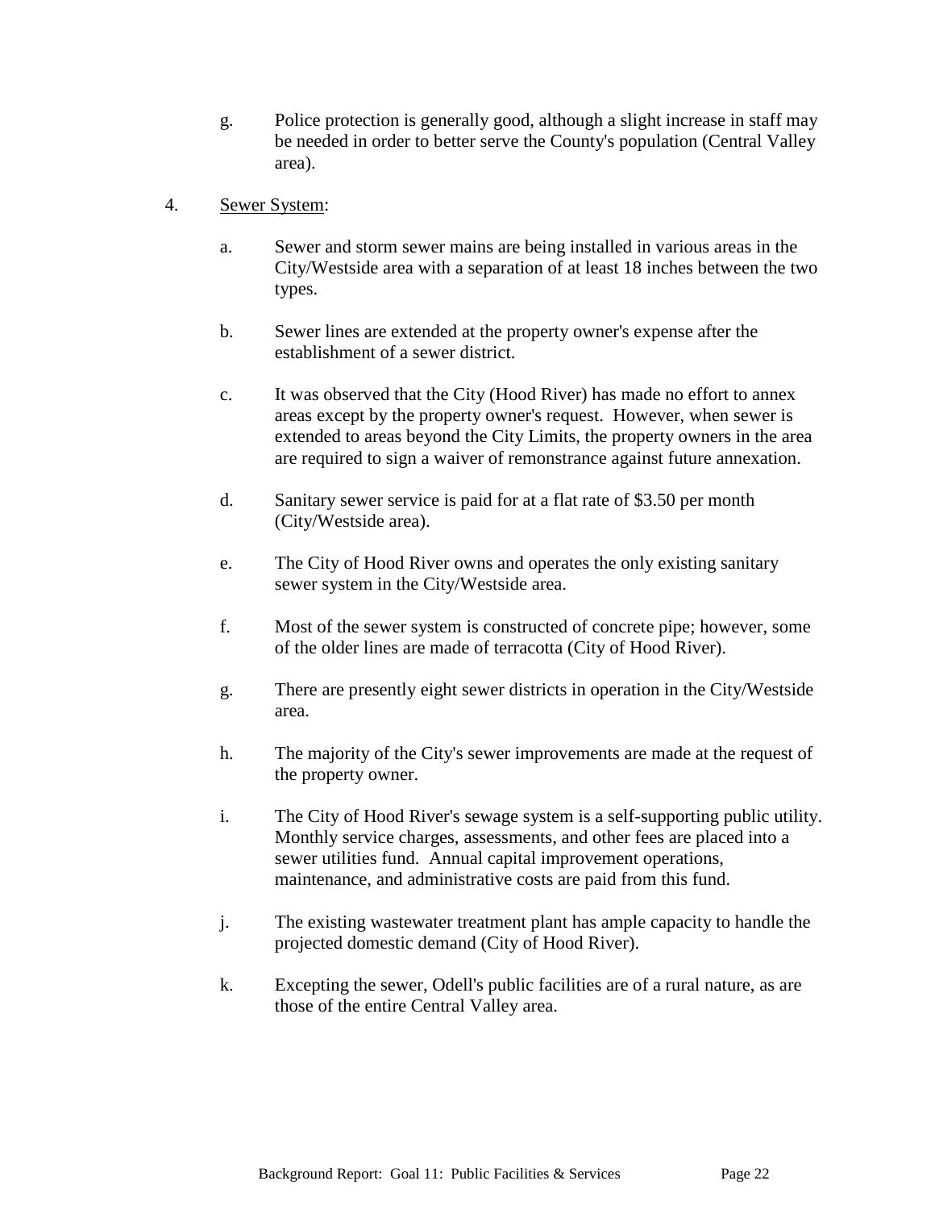g. Police protection is generally good, although a slight increase in staff may be needed in order to better serve the County's population (Central Valley area).

4. Sewer System:

a. Sewer and storm sewer mains are being installed in various areas in the City/Westside area with a separation of at least 18 inches between the two types.

b. Sewer lines are extended at the property owner's expense after the establishment of a sewer district.

c. It was observed that the City (Hood River) has made no effort to annex areas except by the property owner's request. However, when sewer is extended to areas beyond the City Limits, the property owners in the area are required to sign a waiver of remonstrance against future annexation.

d. Sanitary sewer service is paid for at a flat rate of $3.50 per month (City/Westside area).

e. The City of Hood River owns and operates the only existing sanitary sewer system in the City/Westside area.

f. Most of the sewer system is constructed of concrete pipe; however, some of the older lines are made of terracotta (City of Hood River).

g. There are presently eight sewer districts in operation in the City/Westside area.

h. The majority of the City's sewer improvements are made at the request of the property owner.

i. The City of Hood River's sewage system is a self-supporting public utility. Monthly service charges, assessments, and other fees are placed into a sewer utilities fund. Annual capital improvement operations, maintenance, and administrative costs are paid from this fund.

j. The existing wastewater treatment plant has ample capacity to handle the projected domestic demand (City of Hood River).

k. Excepting the sewer, Odell's public facilities are of a rural nature, as are those of the entire Central Valley area.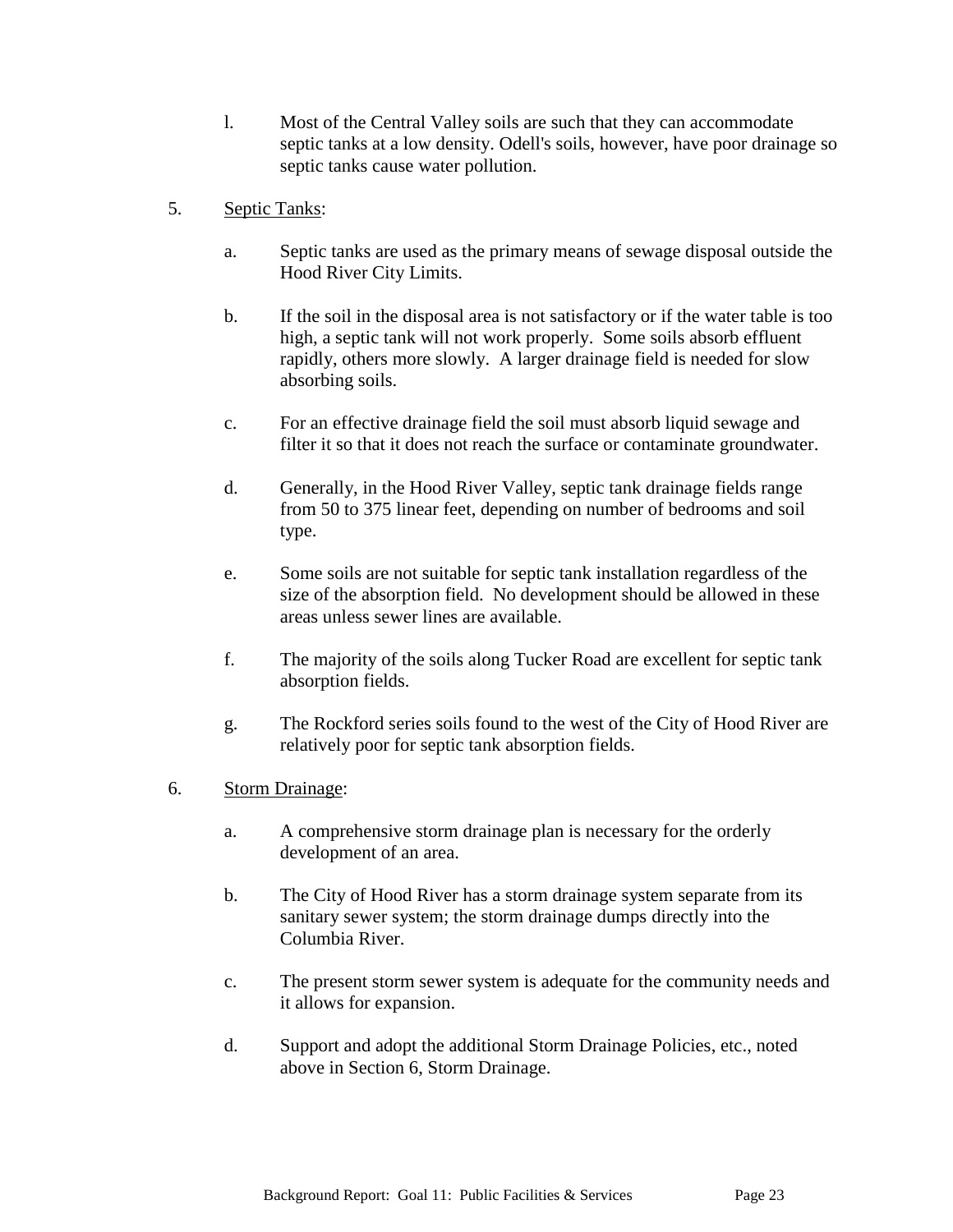l. Most of the Central Valley soils are such that they can accommodate septic tanks at a low density. Odell's soils, however, have poor drainage so septic tanks cause water pollution.

5. <u>Septic Tanks</u>:

   a. Septic tanks are used as the primary means of sewage disposal outside the Hood River City Limits.

   b. If the soil in the disposal area is not satisfactory or if the water table is too high, a septic tank will not work properly. Some soils absorb effluent rapidly, others more slowly. A larger drainage field is needed for slow absorbing soils.

   c. For an effective drainage field the soil must absorb liquid sewage and filter it so that it does not reach the surface or contaminate groundwater.

   d. Generally, in the Hood River Valley, septic tank drainage fields range from 50 to 375 linear feet, depending on number of bedrooms and soil type.

   e. Some soils are not suitable for septic tank installation regardless of the size of the absorption field. No development should be allowed in these areas unless sewer lines are available.

   f. The majority of the soils along Tucker Road are excellent for septic tank absorption fields.

   g. The Rockford series soils found to the west of the City of Hood River are relatively poor for septic tank absorption fields.

6. <u>Storm Drainage</u>:

   a. A comprehensive storm drainage plan is necessary for the orderly development of an area.

   b. The City of Hood River has a storm drainage system separate from its sanitary sewer system; the storm drainage dumps directly into the Columbia River.

   c. The present storm sewer system is adequate for the community needs and it allows for expansion.

   d. Support and adopt the additional Storm Drainage Policies, etc., noted above in Section 6, Storm Drainage.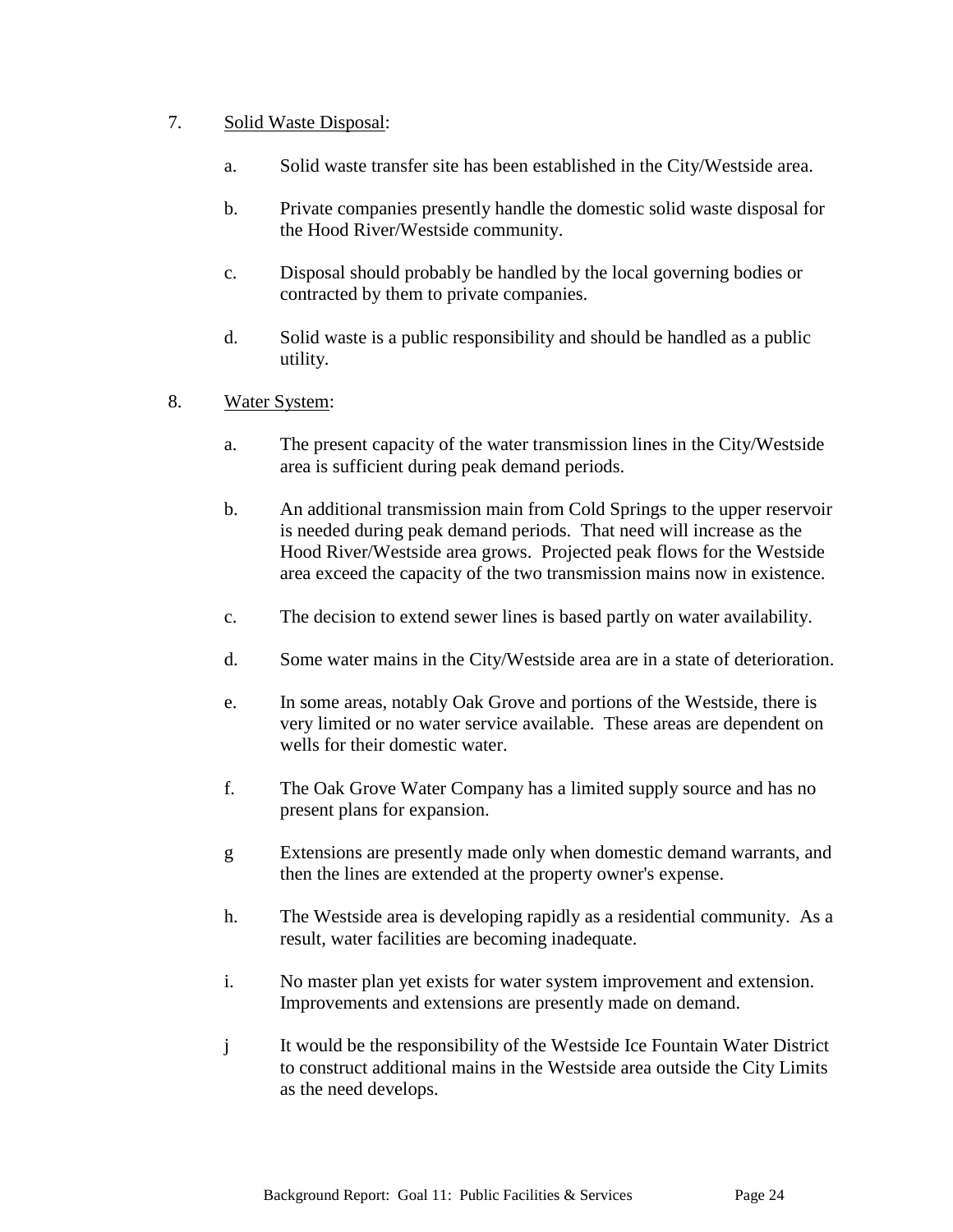7. <u>Solid Waste Disposal</u>:

   a. Solid waste transfer site has been established in the City/Westside area.

   b. Private companies presently handle the domestic solid waste disposal for the Hood River/Westside community.

   c. Disposal should probably be handled by the local governing bodies or contracted by them to private companies.

   d. Solid waste is a public responsibility and should be handled as a public utility.

8. <u>Water System</u>:

   a. The present capacity of the water transmission lines in the City/Westside area is sufficient during peak demand periods.

   b. An additional transmission main from Cold Springs to the upper reservoir is needed during peak demand periods. That need will increase as the Hood River/Westside area grows. Projected peak flows for the Westside area exceed the capacity of the two transmission mains now in existence.

   c. The decision to extend sewer lines is based partly on water availability.

   d. Some water mains in the City/Westside area are in a state of deterioration.

   e. In some areas, notably Oak Grove and portions of the Westside, there is very limited or no water service available. These areas are dependent on wells for their domestic water.

   f. The Oak Grove Water Company has a limited supply source and has no present plans for expansion.

   g Extensions are presently made only when domestic demand warrants, and then the lines are extended at the property owner's expense.

   h. The Westside area is developing rapidly as a residential community. As a result, water facilities are becoming inadequate.

   i. No master plan yet exists for water system improvement and extension. Improvements and extensions are presently made on demand.

   j It would be the responsibility of the Westside Ice Fountain Water District to construct additional mains in the Westside area outside the City Limits as the need develops.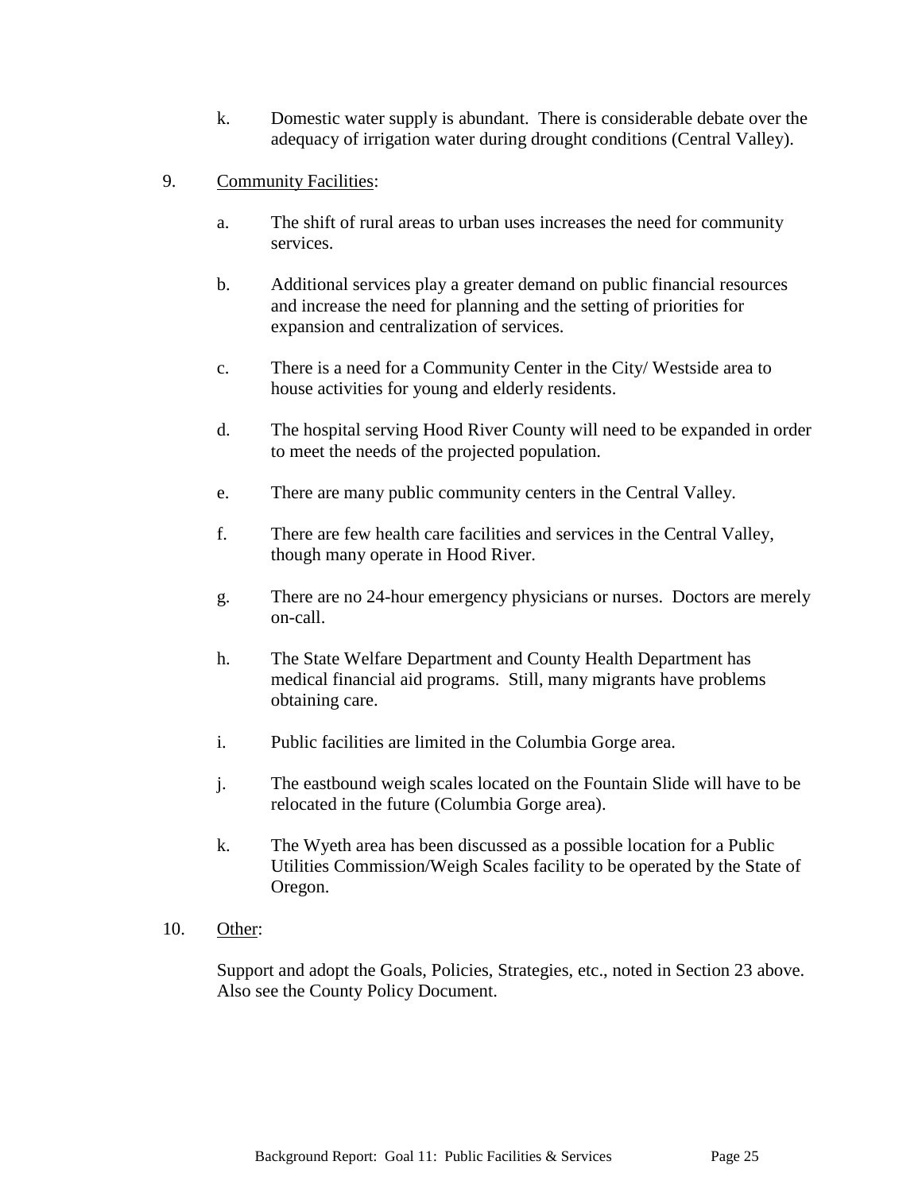k. Domestic water supply is abundant. There is considerable debate over the adequacy of irrigation water during drought conditions (Central Valley).

9. <u>Community Facilities</u>:

   a. The shift of rural areas to urban uses increases the need for community services.

   b. Additional services play a greater demand on public financial resources and increase the need for planning and the setting of priorities for expansion and centralization of services.

   c. There is a need for a Community Center in the City/ Westside area to house activities for young and elderly residents.

   d. The hospital serving Hood River County will need to be expanded in order to meet the needs of the projected population.

   e. There are many public community centers in the Central Valley.

   f. There are few health care facilities and services in the Central Valley, though many operate in Hood River.

   g. There are no 24-hour emergency physicians or nurses. Doctors are merely on-call.

   h. The State Welfare Department and County Health Department has medical financial aid programs. Still, many migrants have problems obtaining care.

   i. Public facilities are limited in the Columbia Gorge area.

   j. The eastbound weigh scales located on the Fountain Slide will have to be relocated in the future (Columbia Gorge area).

   k. The Wyeth area has been discussed as a possible location for a Public Utilities Commission/Weigh Scales facility to be operated by the State of Oregon.

10. <u>Other</u>:

    Support and adopt the Goals, Policies, Strategies, etc., noted in Section 23 above. Also see the County Policy Document.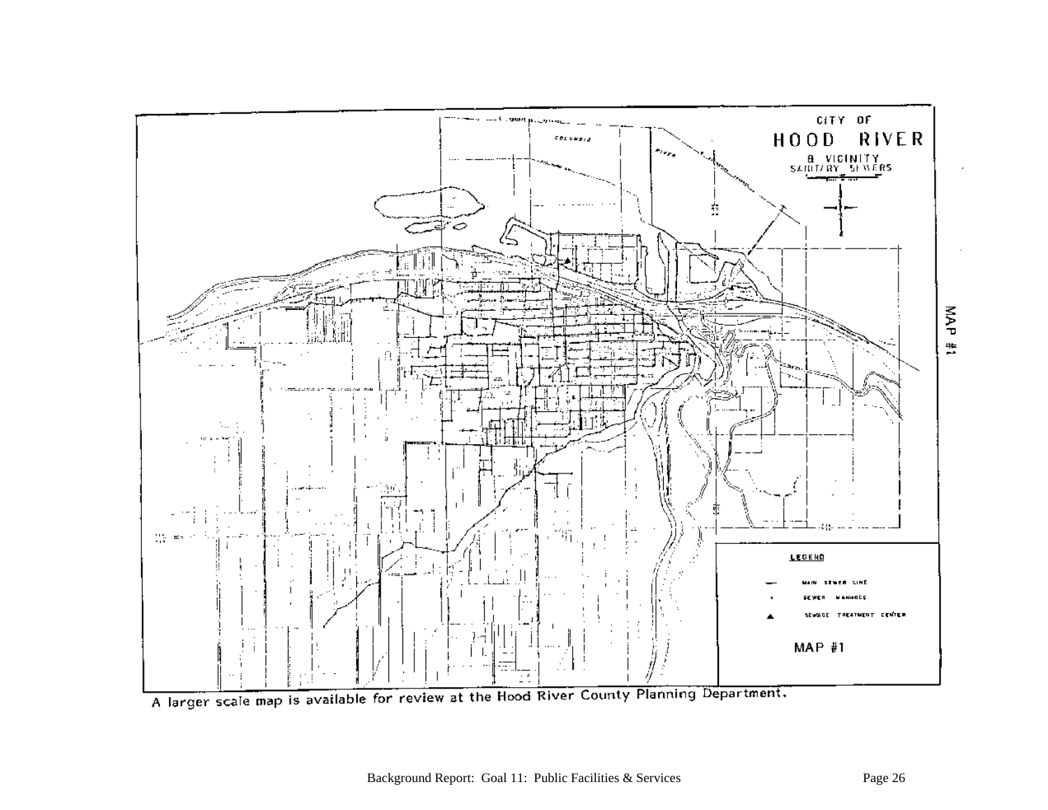CITY OF HOOD RIVER & VICINITY SANITARY SEWERS

LEGEND

- MAIN SEWER LINE
- SEWER MANHOLE
- SEWAGE TREATMENT CENTER

MAP #1

A larger scale map is available for review at the Hood River County Planning Department.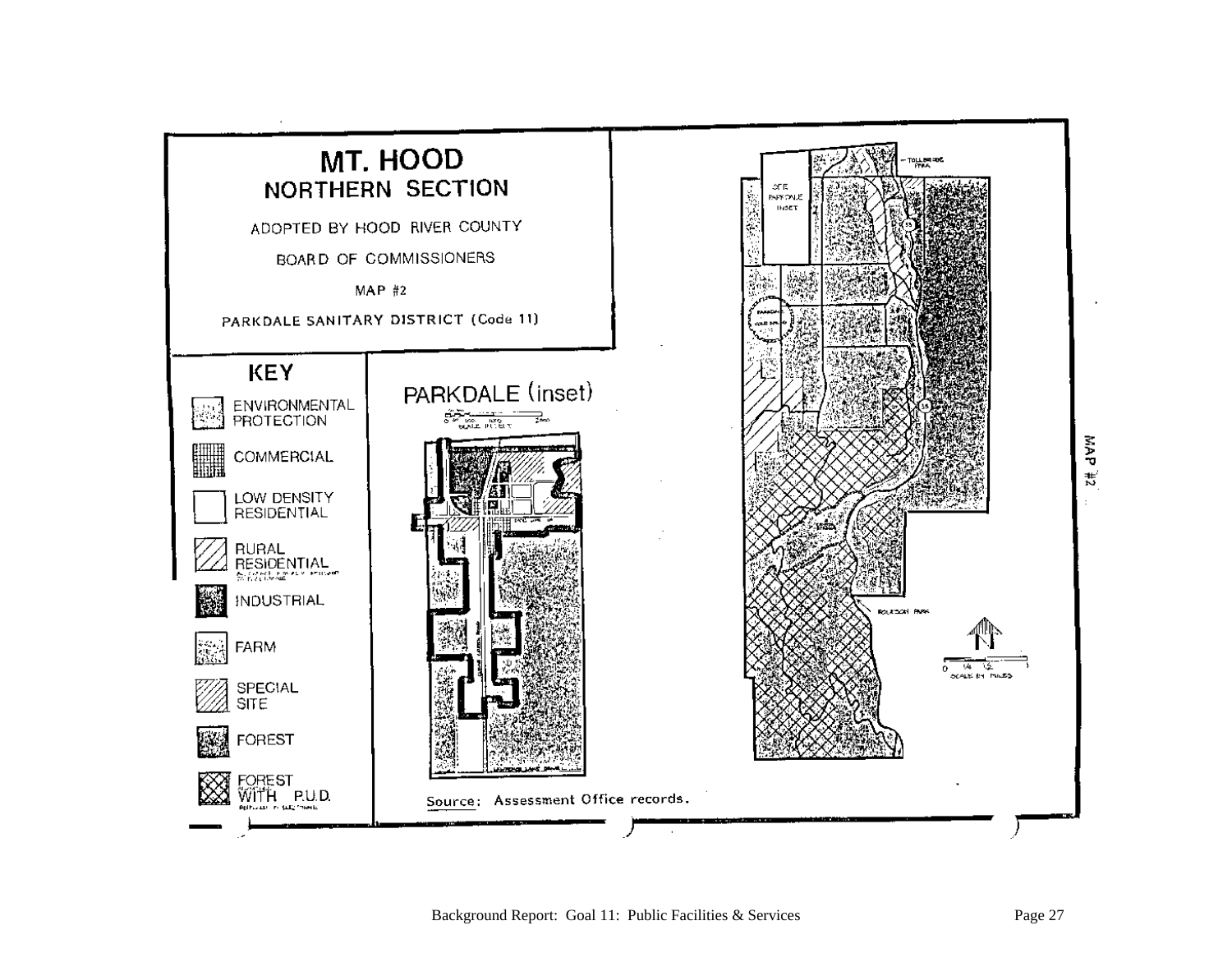# MT. HOOD
## NORTHERN SECTION

ADOPTED BY HOOD RIVER COUNTY

BOARD OF COMMISSIONERS

MAP #2

PARKDALE SANITARY DISTRICT (Code 11)

### KEY

- ENVIRONMENTAL PROTECTION
- COMMERCIAL
- LOW DENSITY RESIDENTIAL
- RURAL RESIDENTIAL
- INDUSTRIAL
- FARM
- SPECIAL SITE
- FOREST
- FOREST WITH P.U.D.

### PARKDALE (inset)

Source: Assessment Office records.

MAP #2

Background Report: Goal 11: Public Facilities & Services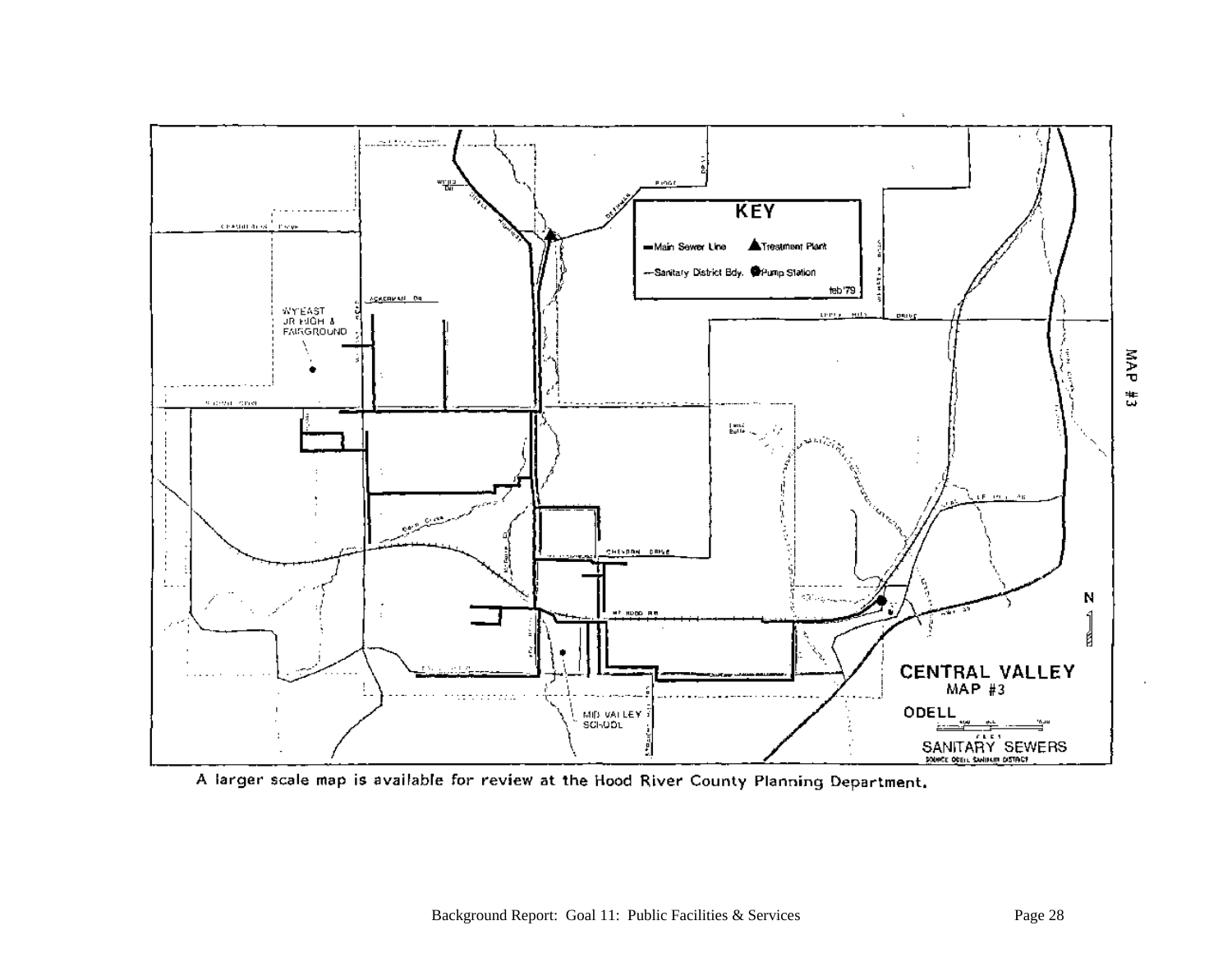**KEY**

- Main Sewer Line
- ▲ Treatment Plant
- Sanitary District Bdy.
- ● Pump Station

feb '79

WY'EAST JR HIGH & FAIRGROUND

MID VALLEY SCHOOL

MAP #3

**CENTRAL VALLEY**
MAP #3

**ODELL**

SANITARY SEWERS

SOURCE: ODELL SANITARY DISTRICT

A larger scale map is available for review at the Hood River County Planning Department.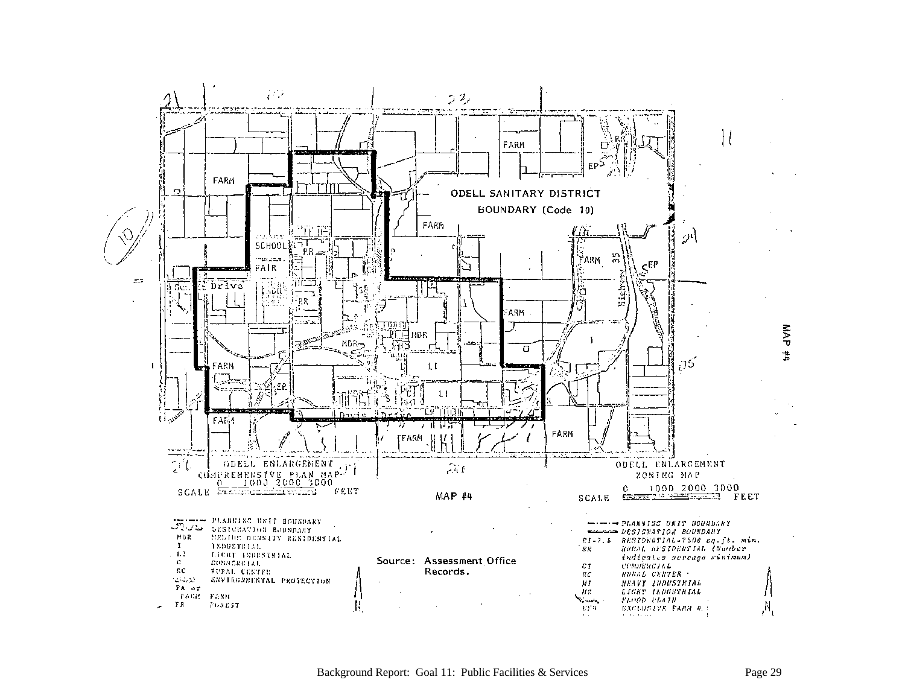ODELL SANITARY DISTRICT
BOUNDARY (Code 10)

ODELL ENLARGEMENT
COMPREHENSIVE PLAN MAP
SCALE 0 1000 2000 3000 FEET

MAP #4

ODELL ENLARGEMENT
ZONING MAP
SCALE 0 1000 2000 3000 FEET

PLANNING UNIT BOUNDARY
DESIGNATION BOUNDARY
MDR MEDIUM DENSITY RESIDENTIAL
I INDUSTRIAL
LI LIGHT INDUSTRIAL
C COMMERCIAL
RC RURAL CENTER
ENVIRONMENTAL PROTECTION
FA or FARM FARM
FR FOREST

Source: Assessment Office Records.

PLANNING UNIT BOUNDARY
DESIGNATION BOUNDARY
R1-7.5 RESIDENTIAL-7500 sq.ft. min.
RR RURAL RESIDENTIAL (Number indicates acreage minimum)
C1 COMMERCIAL
RC RURAL CENTER
M1 HEAVY INDUSTRIAL
M2 LIGHT INDUSTRIAL
FLOOD PLAIN
EFU EXCLUSIVE FARM U.

MAP #4

Background Report: Goal 11: Public Facilities & Services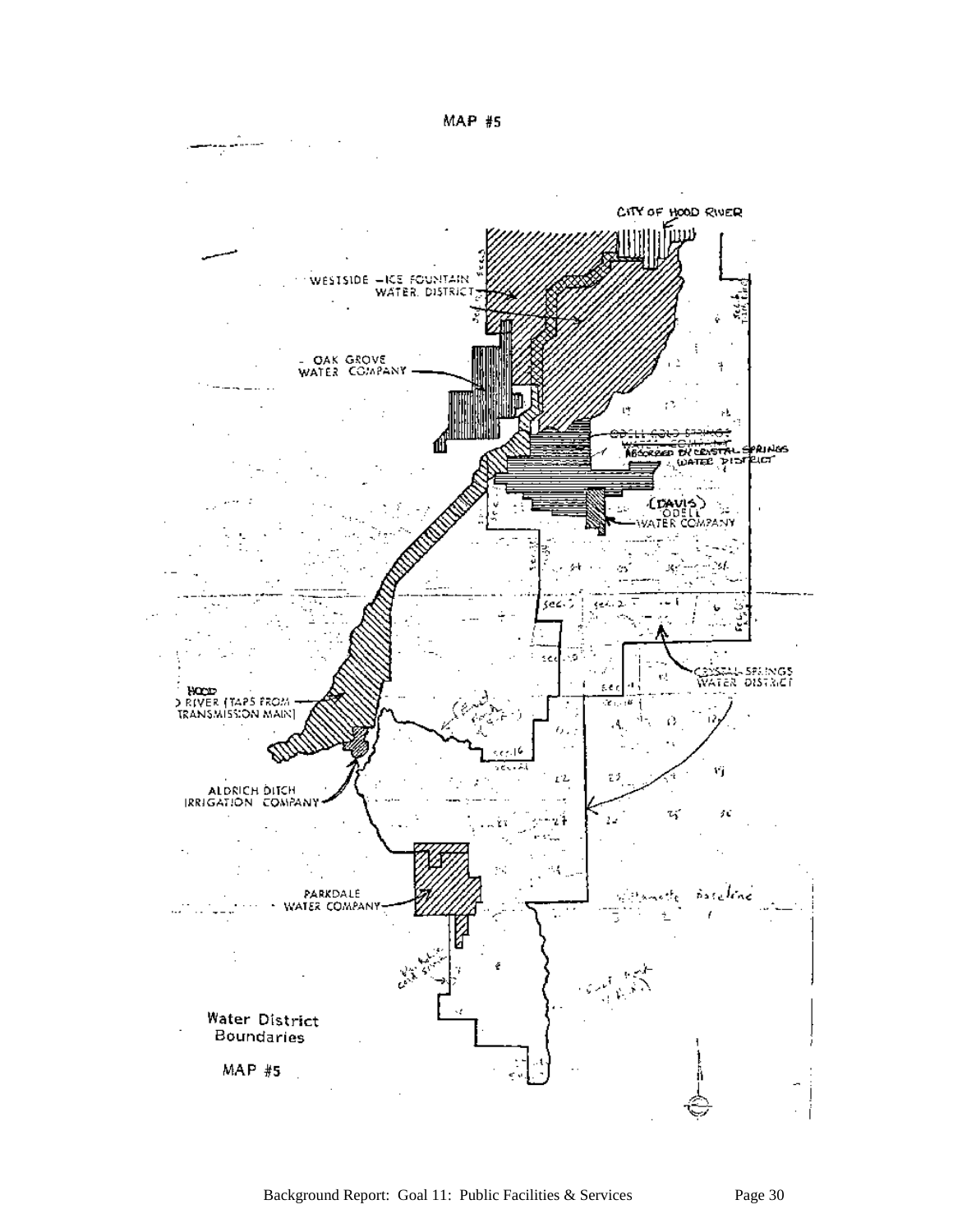MAP #5

CITY OF HOOD RIVER

WESTSIDE – ICE FOUNTAIN WATER DISTRICT

OAK GROVE WATER COMPANY

ODELL COLD SPRINGS WATER COMPANY ABSORBED BY CRYSTAL SPRINGS WATER DISTRICT

(DAVIS) ODELL WATER COMPANY

CRYSTAL SPRINGS WATER DISTRICT

HOOD RIVER (TAPS FROM TRANSMISSION MAIN)

ALDRICH DITCH IRRIGATION COMPANY

PARKDALE WATER COMPANY

Water District Boundaries

MAP #5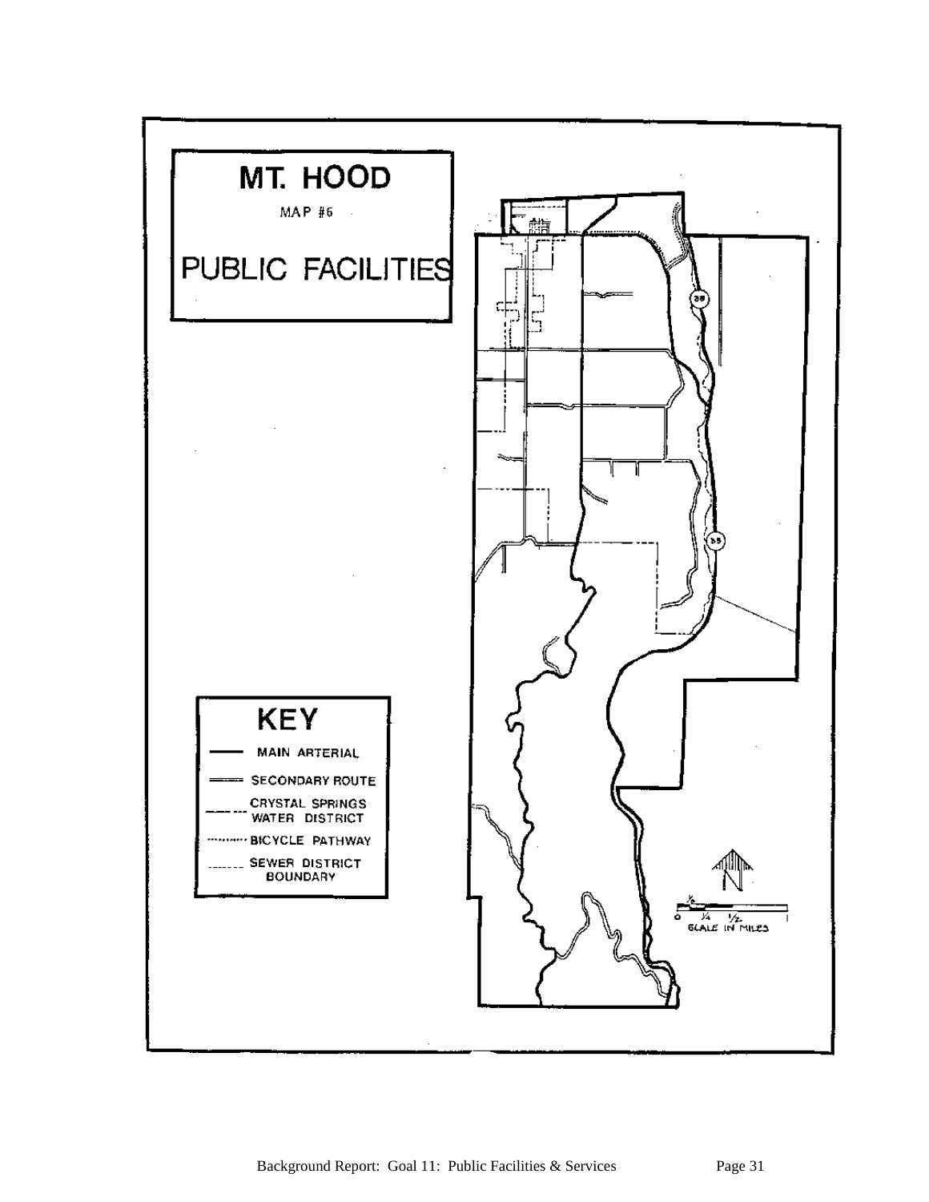MT. HOOD

MAP #6

PUBLIC FACILITIES

KEY

MAIN ARTERIAL

SECONDARY ROUTE

CRYSTAL SPRINGS WATER DISTRICT

BICYCLE PATHWAY

SEWER DISTRICT BOUNDARY

35

35

0 1/4 1/2 1

SCALE IN MILES